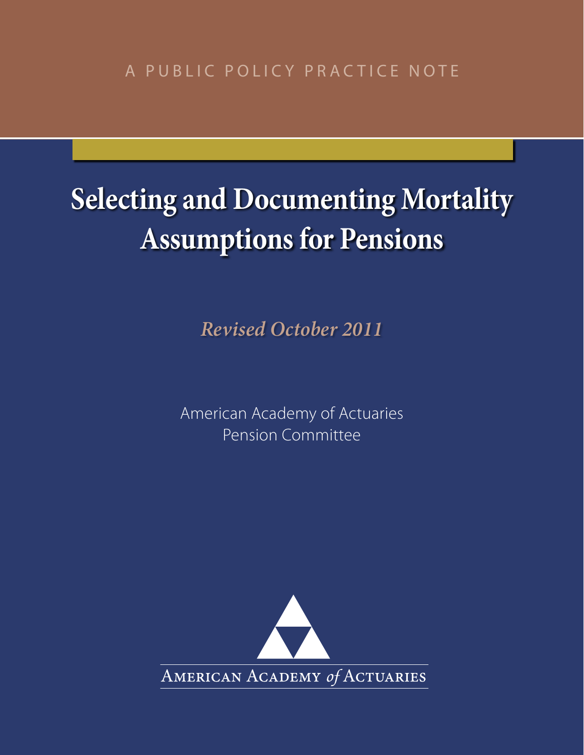A PUBLIC POLICY PRACTICE NOTE

# Selecting and Documenting Mortality Assumptions for Pensions

*Revised October 2011*

American Academy of Actuaries
Pension Committee

American Academy *of* Actuaries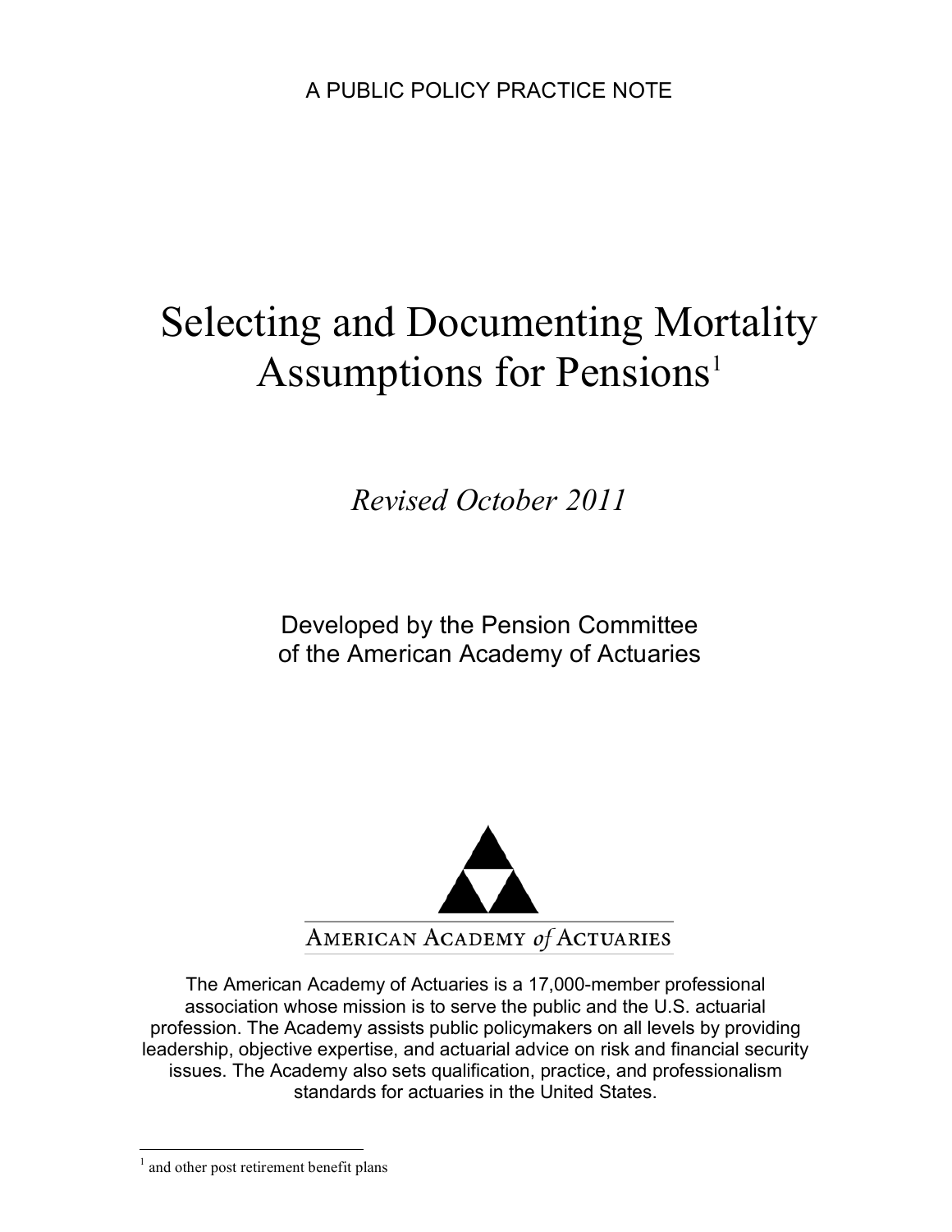A PUBLIC POLICY PRACTICE NOTE

# Selecting and Documenting Mortality Assumptions for Pensions[1]

*Revised October 2011*

Developed by the Pension Committee
of the American Academy of Actuaries

AMERICAN ACADEMY *of* ACTUARIES

The American Academy of Actuaries is a 17,000-member professional association whose mission is to serve the public and the U.S. actuarial profession. The Academy assists public policymakers on all levels by providing leadership, objective expertise, and actuarial advice on risk and financial security issues. The Academy also sets qualification, practice, and professionalism standards for actuaries in the United States.

[1] and other post retirement benefit plans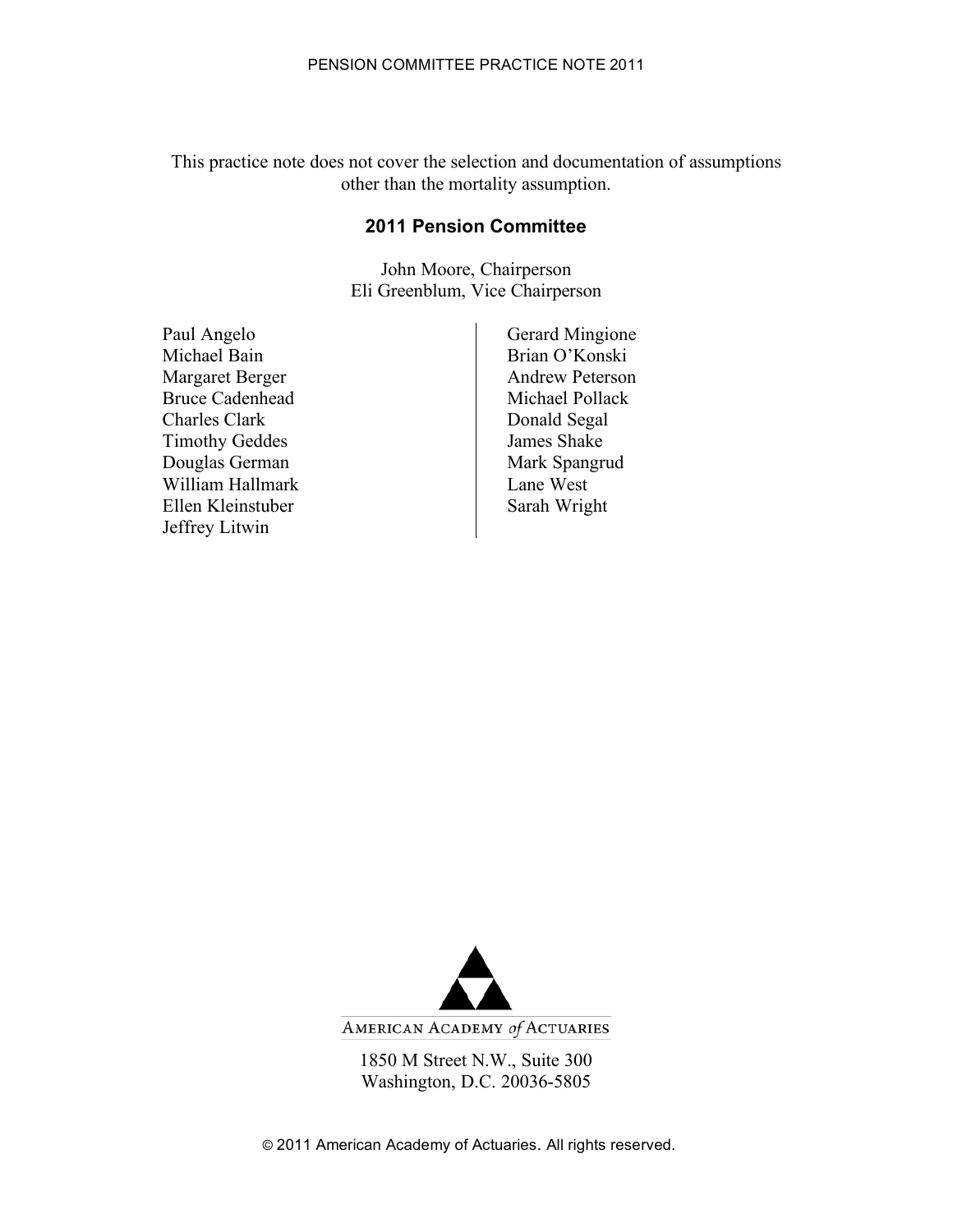This practice note does not cover the selection and documentation of assumptions other than the mortality assumption.

## 2011 Pension Committee

John Moore, Chairperson
Eli Greenblum, Vice Chairperson

Paul Angelo
Michael Bain
Margaret Berger
Bruce Cadenhead
Charles Clark
Timothy Geddes
Douglas German
William Hallmark
Ellen Kleinstuber
Jeffrey Litwin
Gerard Mingione
Brian O'Konski
Andrew Peterson
Michael Pollack
Donald Segal
James Shake
Mark Spangrud
Lane West
Sarah Wright

AMERICAN ACADEMY *of* ACTUARIES

1850 M Street N.W., Suite 300
Washington, D.C. 20036-5805

© 2011 American Academy of Actuaries. All rights reserved.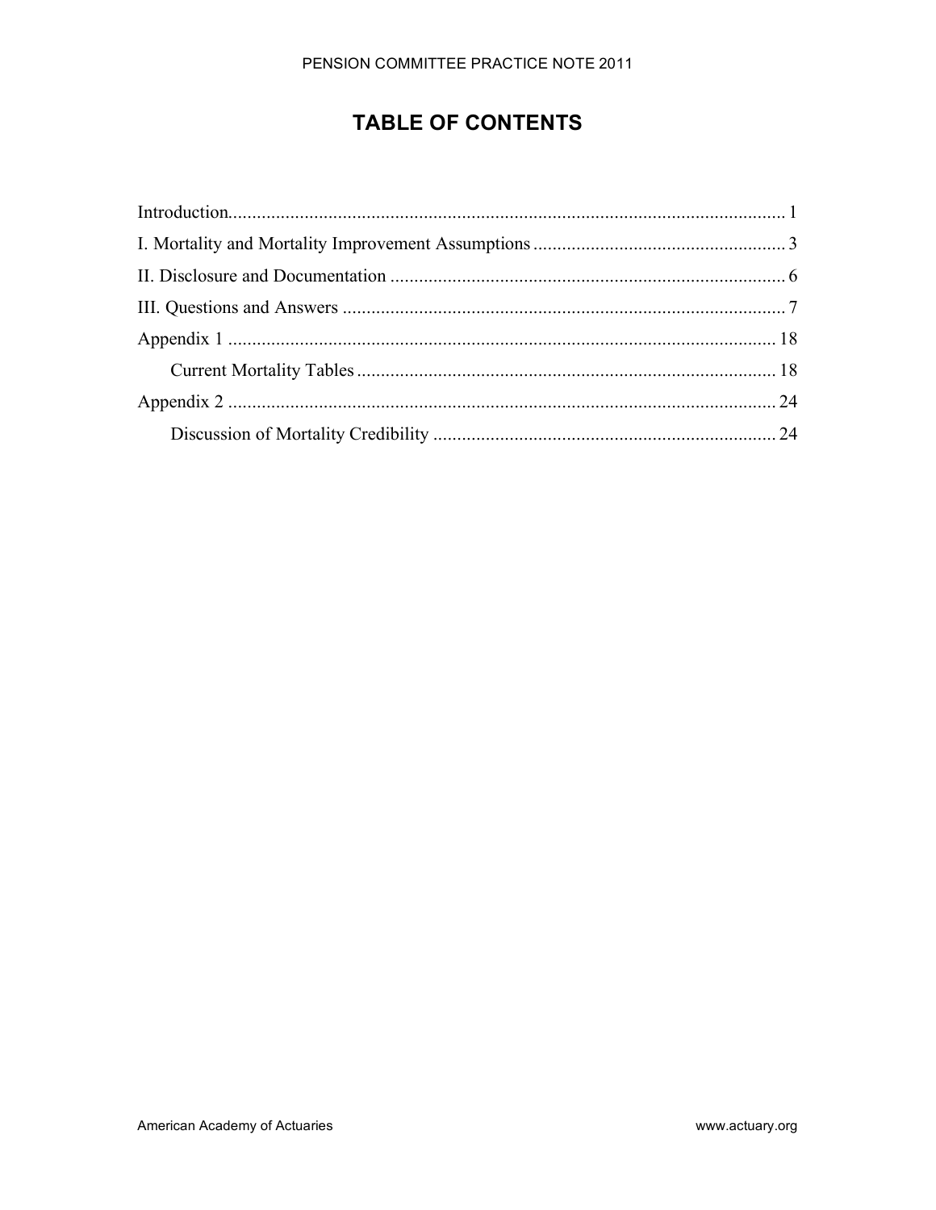# TABLE OF CONTENTS

Introduction.................................................................................................................... 1

I. Mortality and Mortality Improvement Assumptions..................................................... 3

II. Disclosure and Documentation .................................................................................. 6

III. Questions and Answers ............................................................................................ 7

Appendix 1 .................................................................................................................. 18

- Current Mortality Tables ....................................................................................... 18

Appendix 2 .................................................................................................................. 24

- Discussion of Mortality Credibility ....................................................................... 24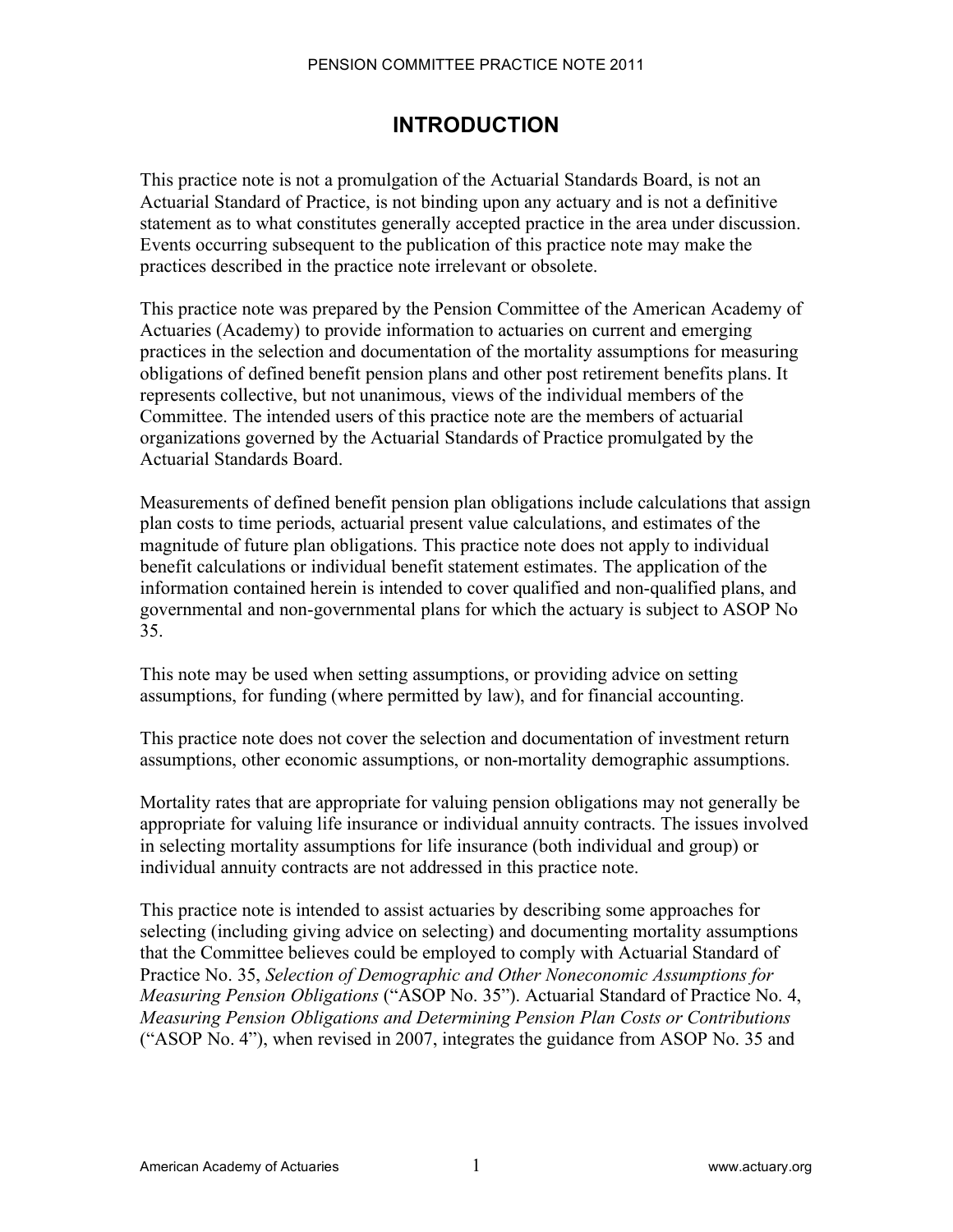# INTRODUCTION

This practice note is not a promulgation of the Actuarial Standards Board, is not an Actuarial Standard of Practice, is not binding upon any actuary and is not a definitive statement as to what constitutes generally accepted practice in the area under discussion. Events occurring subsequent to the publication of this practice note may make the practices described in the practice note irrelevant or obsolete.

This practice note was prepared by the Pension Committee of the American Academy of Actuaries (Academy) to provide information to actuaries on current and emerging practices in the selection and documentation of the mortality assumptions for measuring obligations of defined benefit pension plans and other post retirement benefits plans. It represents collective, but not unanimous, views of the individual members of the Committee. The intended users of this practice note are the members of actuarial organizations governed by the Actuarial Standards of Practice promulgated by the Actuarial Standards Board.

Measurements of defined benefit pension plan obligations include calculations that assign plan costs to time periods, actuarial present value calculations, and estimates of the magnitude of future plan obligations. This practice note does not apply to individual benefit calculations or individual benefit statement estimates. The application of the information contained herein is intended to cover qualified and non-qualified plans, and governmental and non-governmental plans for which the actuary is subject to ASOP No 35.

This note may be used when setting assumptions, or providing advice on setting assumptions, for funding (where permitted by law), and for financial accounting.

This practice note does not cover the selection and documentation of investment return assumptions, other economic assumptions, or non-mortality demographic assumptions.

Mortality rates that are appropriate for valuing pension obligations may not generally be appropriate for valuing life insurance or individual annuity contracts. The issues involved in selecting mortality assumptions for life insurance (both individual and group) or individual annuity contracts are not addressed in this practice note.

This practice note is intended to assist actuaries by describing some approaches for selecting (including giving advice on selecting) and documenting mortality assumptions that the Committee believes could be employed to comply with Actuarial Standard of Practice No. 35, *Selection of Demographic and Other Noneconomic Assumptions for Measuring Pension Obligations* ("ASOP No. 35"). Actuarial Standard of Practice No. 4, *Measuring Pension Obligations and Determining Pension Plan Costs or Contributions* ("ASOP No. 4"), when revised in 2007, integrates the guidance from ASOP No. 35 and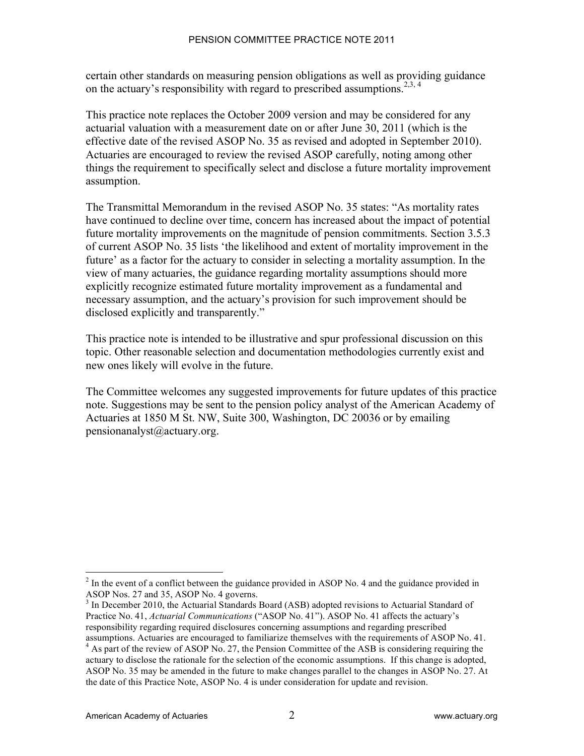certain other standards on measuring pension obligations as well as providing guidance on the actuary's responsibility with regard to prescribed assumptions.[2,3, 4]

This practice note replaces the October 2009 version and may be considered for any actuarial valuation with a measurement date on or after June 30, 2011 (which is the effective date of the revised ASOP No. 35 as revised and adopted in September 2010). Actuaries are encouraged to review the revised ASOP carefully, noting among other things the requirement to specifically select and disclose a future mortality improvement assumption.

The Transmittal Memorandum in the revised ASOP No. 35 states: "As mortality rates have continued to decline over time, concern has increased about the impact of potential future mortality improvements on the magnitude of pension commitments. Section 3.5.3 of current ASOP No. 35 lists 'the likelihood and extent of mortality improvement in the future' as a factor for the actuary to consider in selecting a mortality assumption. In the view of many actuaries, the guidance regarding mortality assumptions should more explicitly recognize estimated future mortality improvement as a fundamental and necessary assumption, and the actuary's provision for such improvement should be disclosed explicitly and transparently."

This practice note is intended to be illustrative and spur professional discussion on this topic. Other reasonable selection and documentation methodologies currently exist and new ones likely will evolve in the future.

The Committee welcomes any suggested improvements for future updates of this practice note. Suggestions may be sent to the pension policy analyst of the American Academy of Actuaries at 1850 M St. NW, Suite 300, Washington, DC 20036 or by emailing pensionanalyst@actuary.org.

---

[2] In the event of a conflict between the guidance provided in ASOP No. 4 and the guidance provided in ASOP Nos. 27 and 35, ASOP No. 4 governs.

[3] In December 2010, the Actuarial Standards Board (ASB) adopted revisions to Actuarial Standard of Practice No. 41, *Actuarial Communications* ("ASOP No. 41"). ASOP No. 41 affects the actuary's responsibility regarding required disclosures concerning assumptions and regarding prescribed assumptions. Actuaries are encouraged to familiarize themselves with the requirements of ASOP No. 41.

[4] As part of the review of ASOP No. 27, the Pension Committee of the ASB is considering requiring the actuary to disclose the rationale for the selection of the economic assumptions. If this change is adopted, ASOP No. 35 may be amended in the future to make changes parallel to the changes in ASOP No. 27. At the date of this Practice Note, ASOP No. 4 is under consideration for update and revision.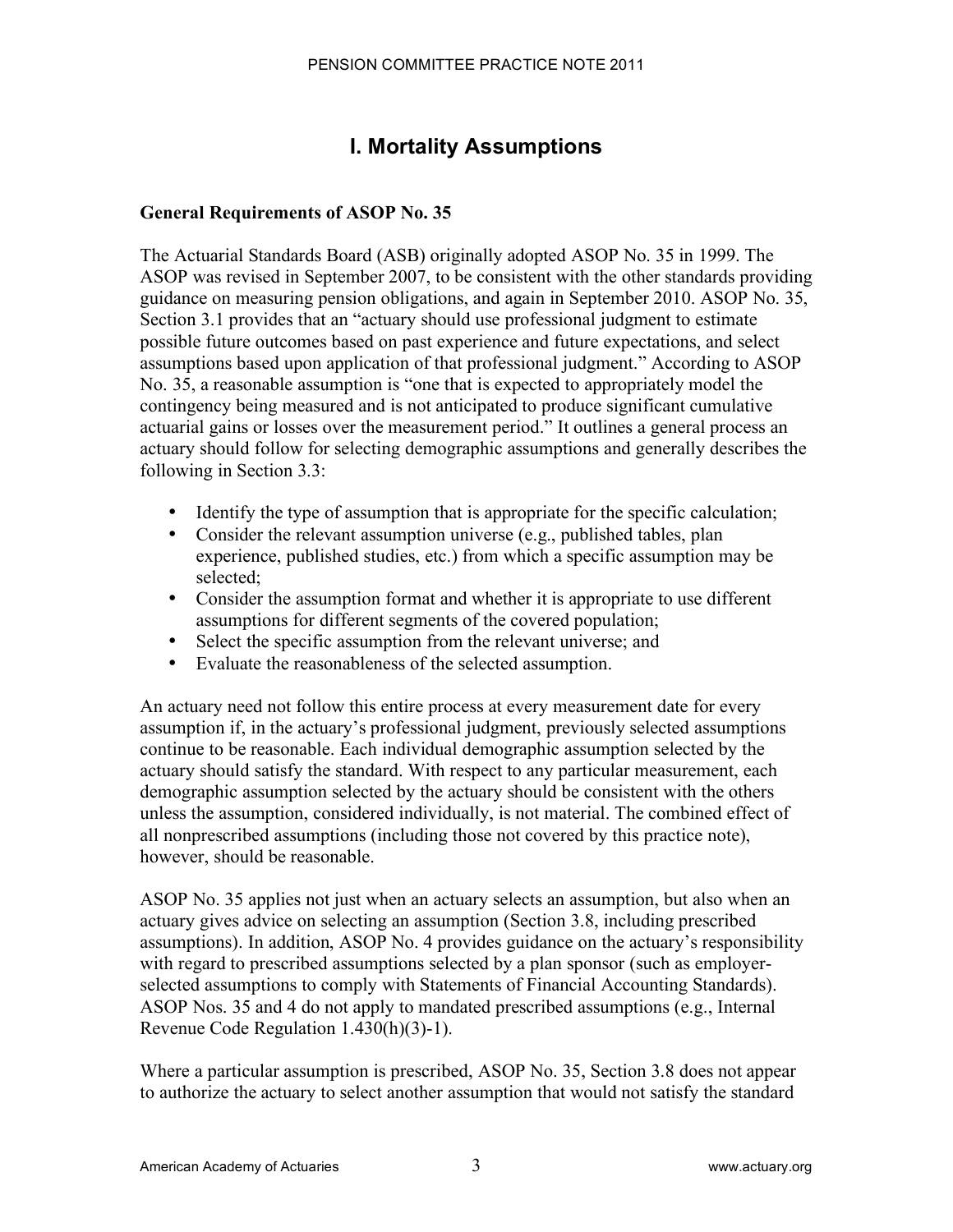# I. Mortality Assumptions

## General Requirements of ASOP No. 35

The Actuarial Standards Board (ASB) originally adopted ASOP No. 35 in 1999. The ASOP was revised in September 2007, to be consistent with the other standards providing guidance on measuring pension obligations, and again in September 2010. ASOP No. 35, Section 3.1 provides that an "actuary should use professional judgment to estimate possible future outcomes based on past experience and future expectations, and select assumptions based upon application of that professional judgment." According to ASOP No. 35, a reasonable assumption is "one that is expected to appropriately model the contingency being measured and is not anticipated to produce significant cumulative actuarial gains or losses over the measurement period." It outlines a general process an actuary should follow for selecting demographic assumptions and generally describes the following in Section 3.3:

- Identify the type of assumption that is appropriate for the specific calculation;
- Consider the relevant assumption universe (e.g., published tables, plan experience, published studies, etc.) from which a specific assumption may be selected;
- Consider the assumption format and whether it is appropriate to use different assumptions for different segments of the covered population;
- Select the specific assumption from the relevant universe; and
- Evaluate the reasonableness of the selected assumption.

An actuary need not follow this entire process at every measurement date for every assumption if, in the actuary's professional judgment, previously selected assumptions continue to be reasonable. Each individual demographic assumption selected by the actuary should satisfy the standard. With respect to any particular measurement, each demographic assumption selected by the actuary should be consistent with the others unless the assumption, considered individually, is not material. The combined effect of all nonprescribed assumptions (including those not covered by this practice note), however, should be reasonable.

ASOP No. 35 applies not just when an actuary selects an assumption, but also when an actuary gives advice on selecting an assumption (Section 3.8, including prescribed assumptions). In addition, ASOP No. 4 provides guidance on the actuary's responsibility with regard to prescribed assumptions selected by a plan sponsor (such as employer-selected assumptions to comply with Statements of Financial Accounting Standards). ASOP Nos. 35 and 4 do not apply to mandated prescribed assumptions (e.g., Internal Revenue Code Regulation 1.430(h)(3)-1).

Where a particular assumption is prescribed, ASOP No. 35, Section 3.8 does not appear to authorize the actuary to select another assumption that would not satisfy the standard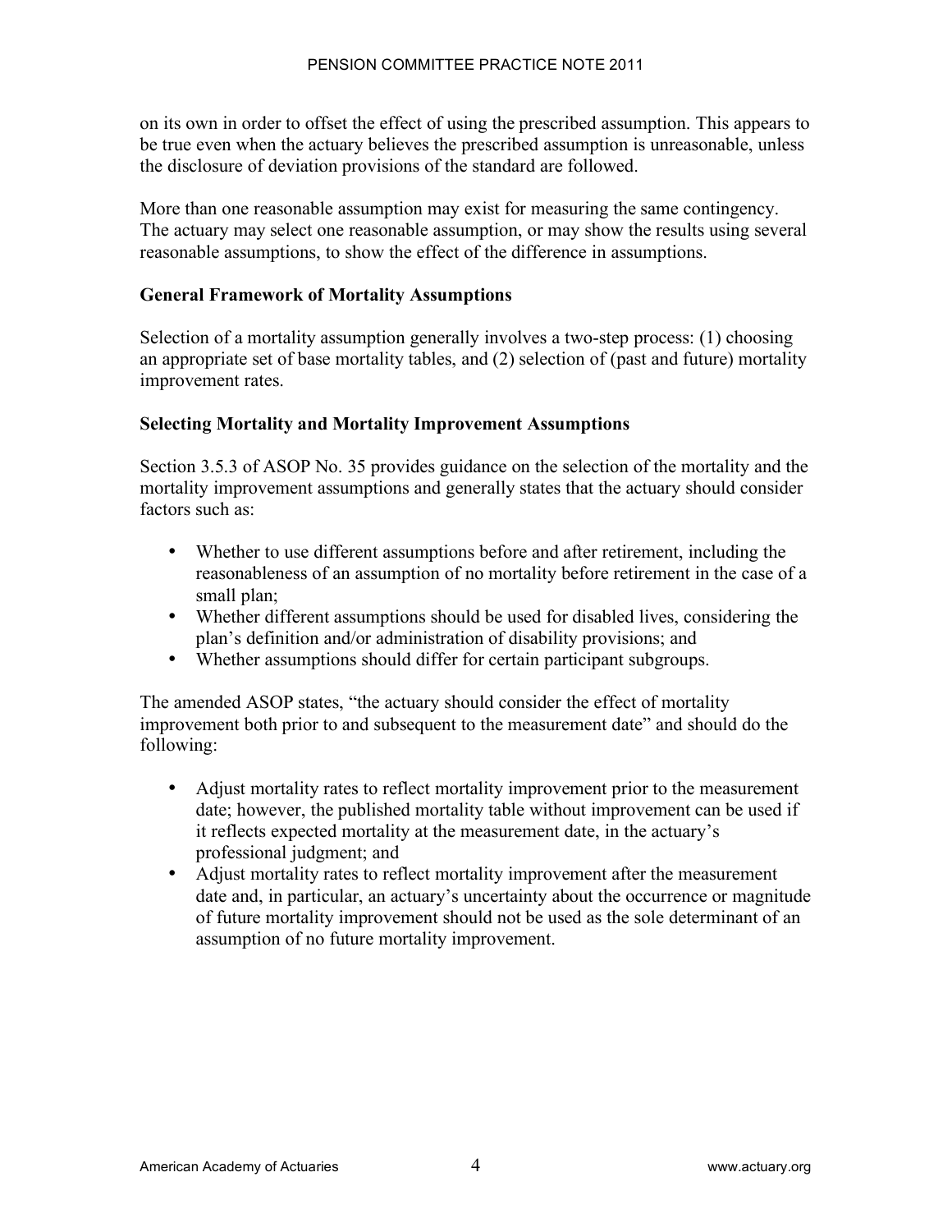on its own in order to offset the effect of using the prescribed assumption. This appears to be true even when the actuary believes the prescribed assumption is unreasonable, unless the disclosure of deviation provisions of the standard are followed.

More than one reasonable assumption may exist for measuring the same contingency. The actuary may select one reasonable assumption, or may show the results using several reasonable assumptions, to show the effect of the difference in assumptions.

**General Framework of Mortality Assumptions**

Selection of a mortality assumption generally involves a two-step process: (1) choosing an appropriate set of base mortality tables, and (2) selection of (past and future) mortality improvement rates.

**Selecting Mortality and Mortality Improvement Assumptions**

Section 3.5.3 of ASOP No. 35 provides guidance on the selection of the mortality and the mortality improvement assumptions and generally states that the actuary should consider factors such as:

- Whether to use different assumptions before and after retirement, including the reasonableness of an assumption of no mortality before retirement in the case of a small plan;
- Whether different assumptions should be used for disabled lives, considering the plan's definition and/or administration of disability provisions; and
- Whether assumptions should differ for certain participant subgroups.

The amended ASOP states, "the actuary should consider the effect of mortality improvement both prior to and subsequent to the measurement date" and should do the following:

- Adjust mortality rates to reflect mortality improvement prior to the measurement date; however, the published mortality table without improvement can be used if it reflects expected mortality at the measurement date, in the actuary's professional judgment; and
- Adjust mortality rates to reflect mortality improvement after the measurement date and, in particular, an actuary's uncertainty about the occurrence or magnitude of future mortality improvement should not be used as the sole determinant of an assumption of no future mortality improvement.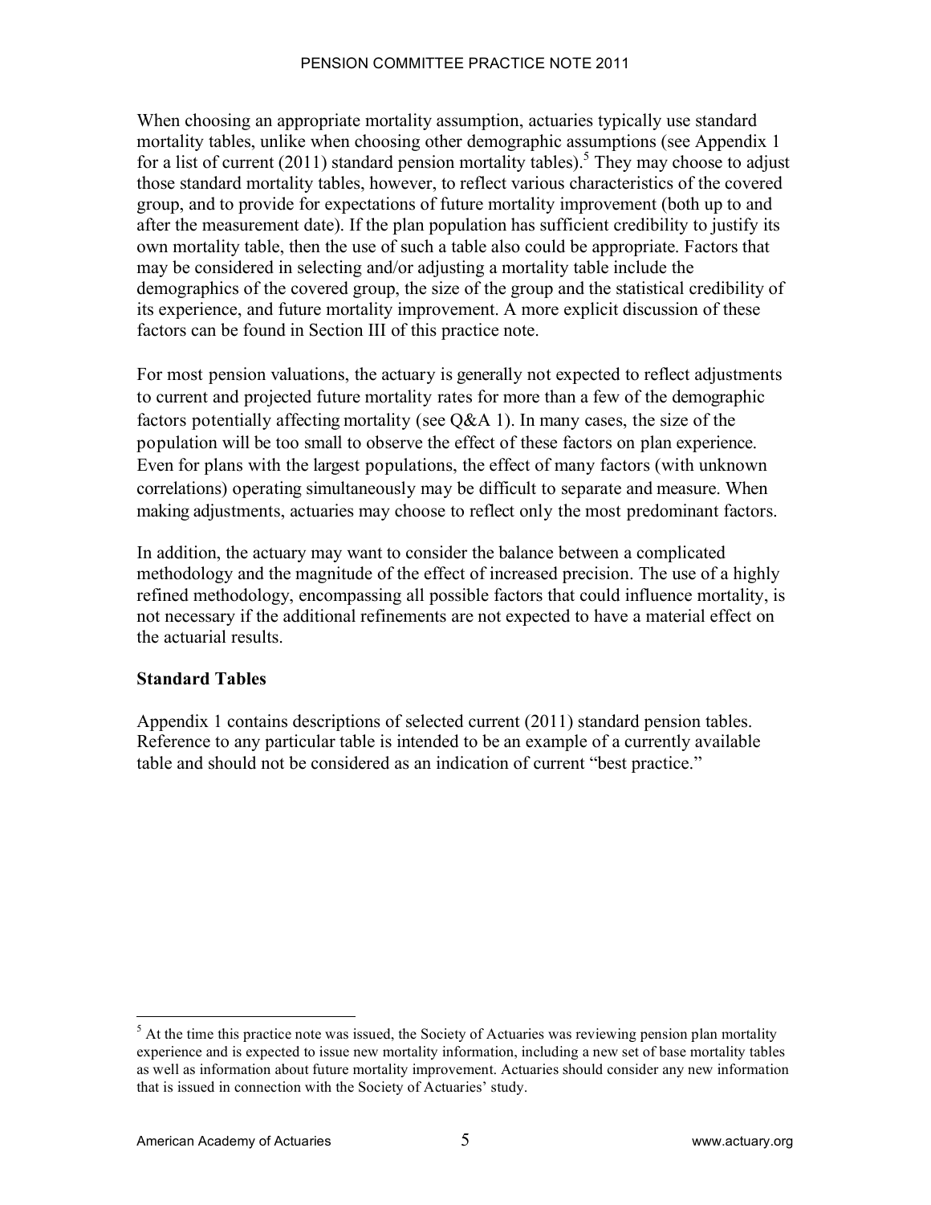When choosing an appropriate mortality assumption, actuaries typically use standard mortality tables, unlike when choosing other demographic assumptions (see Appendix 1 for a list of current (2011) standard pension mortality tables).[5] They may choose to adjust those standard mortality tables, however, to reflect various characteristics of the covered group, and to provide for expectations of future mortality improvement (both up to and after the measurement date). If the plan population has sufficient credibility to justify its own mortality table, then the use of such a table also could be appropriate. Factors that may be considered in selecting and/or adjusting a mortality table include the demographics of the covered group, the size of the group and the statistical credibility of its experience, and future mortality improvement. A more explicit discussion of these factors can be found in Section III of this practice note.

For most pension valuations, the actuary is generally not expected to reflect adjustments to current and projected future mortality rates for more than a few of the demographic factors potentially affecting mortality (see Q&A 1). In many cases, the size of the population will be too small to observe the effect of these factors on plan experience. Even for plans with the largest populations, the effect of many factors (with unknown correlations) operating simultaneously may be difficult to separate and measure. When making adjustments, actuaries may choose to reflect only the most predominant factors.

In addition, the actuary may want to consider the balance between a complicated methodology and the magnitude of the effect of increased precision. The use of a highly refined methodology, encompassing all possible factors that could influence mortality, is not necessary if the additional refinements are not expected to have a material effect on the actuarial results.

### Standard Tables

Appendix 1 contains descriptions of selected current (2011) standard pension tables. Reference to any particular table is intended to be an example of a currently available table and should not be considered as an indication of current "best practice."

---

[5] At the time this practice note was issued, the Society of Actuaries was reviewing pension plan mortality experience and is expected to issue new mortality information, including a new set of base mortality tables as well as information about future mortality improvement. Actuaries should consider any new information that is issued in connection with the Society of Actuaries' study.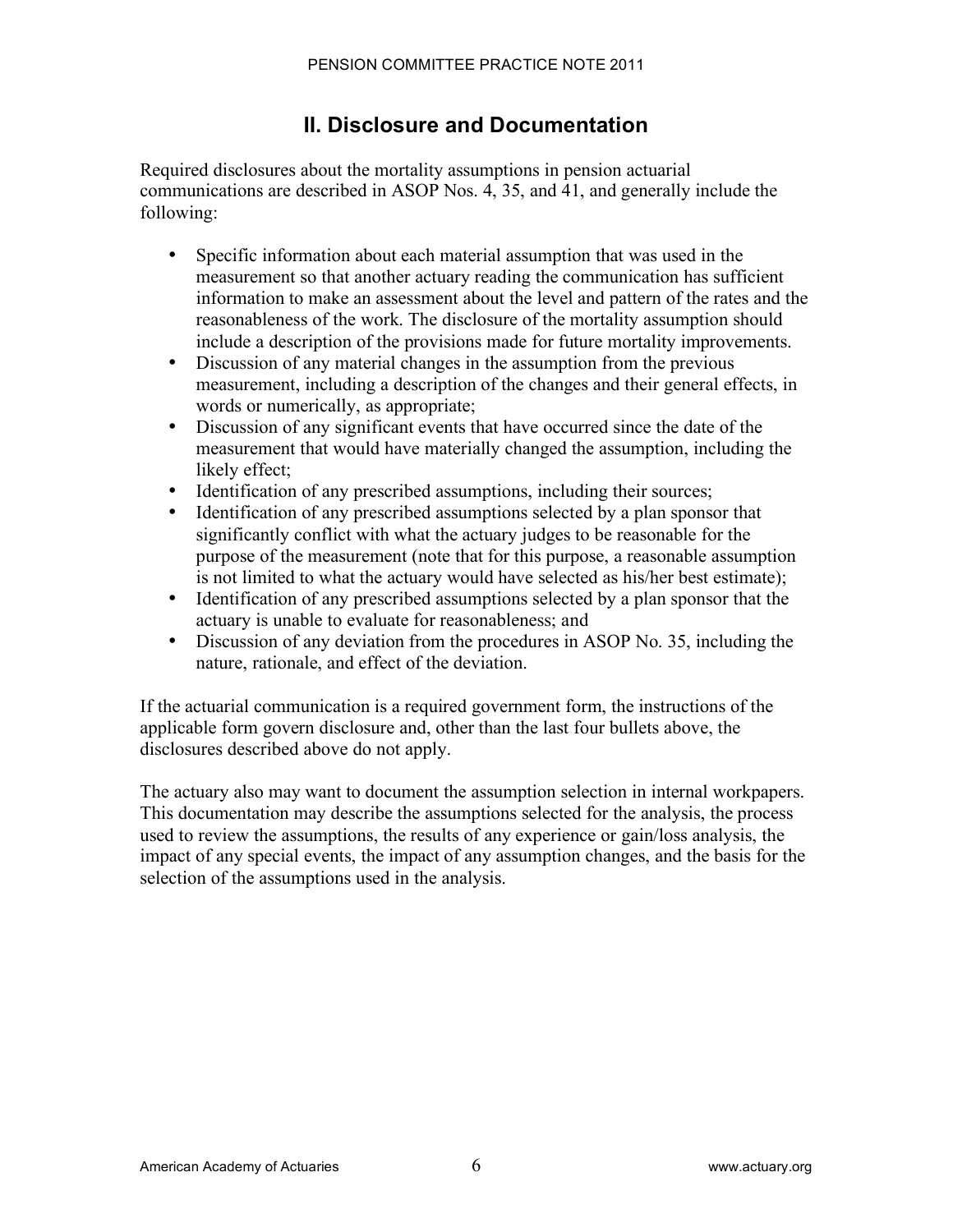## II. Disclosure and Documentation

Required disclosures about the mortality assumptions in pension actuarial communications are described in ASOP Nos. 4, 35, and 41, and generally include the following:

- Specific information about each material assumption that was used in the measurement so that another actuary reading the communication has sufficient information to make an assessment about the level and pattern of the rates and the reasonableness of the work. The disclosure of the mortality assumption should include a description of the provisions made for future mortality improvements.
- Discussion of any material changes in the assumption from the previous measurement, including a description of the changes and their general effects, in words or numerically, as appropriate;
- Discussion of any significant events that have occurred since the date of the measurement that would have materially changed the assumption, including the likely effect;
- Identification of any prescribed assumptions, including their sources;
- Identification of any prescribed assumptions selected by a plan sponsor that significantly conflict with what the actuary judges to be reasonable for the purpose of the measurement (note that for this purpose, a reasonable assumption is not limited to what the actuary would have selected as his/her best estimate);
- Identification of any prescribed assumptions selected by a plan sponsor that the actuary is unable to evaluate for reasonableness; and
- Discussion of any deviation from the procedures in ASOP No. 35, including the nature, rationale, and effect of the deviation.

If the actuarial communication is a required government form, the instructions of the applicable form govern disclosure and, other than the last four bullets above, the disclosures described above do not apply.

The actuary also may want to document the assumption selection in internal workpapers. This documentation may describe the assumptions selected for the analysis, the process used to review the assumptions, the results of any experience or gain/loss analysis, the impact of any special events, the impact of any assumption changes, and the basis for the selection of the assumptions used in the analysis.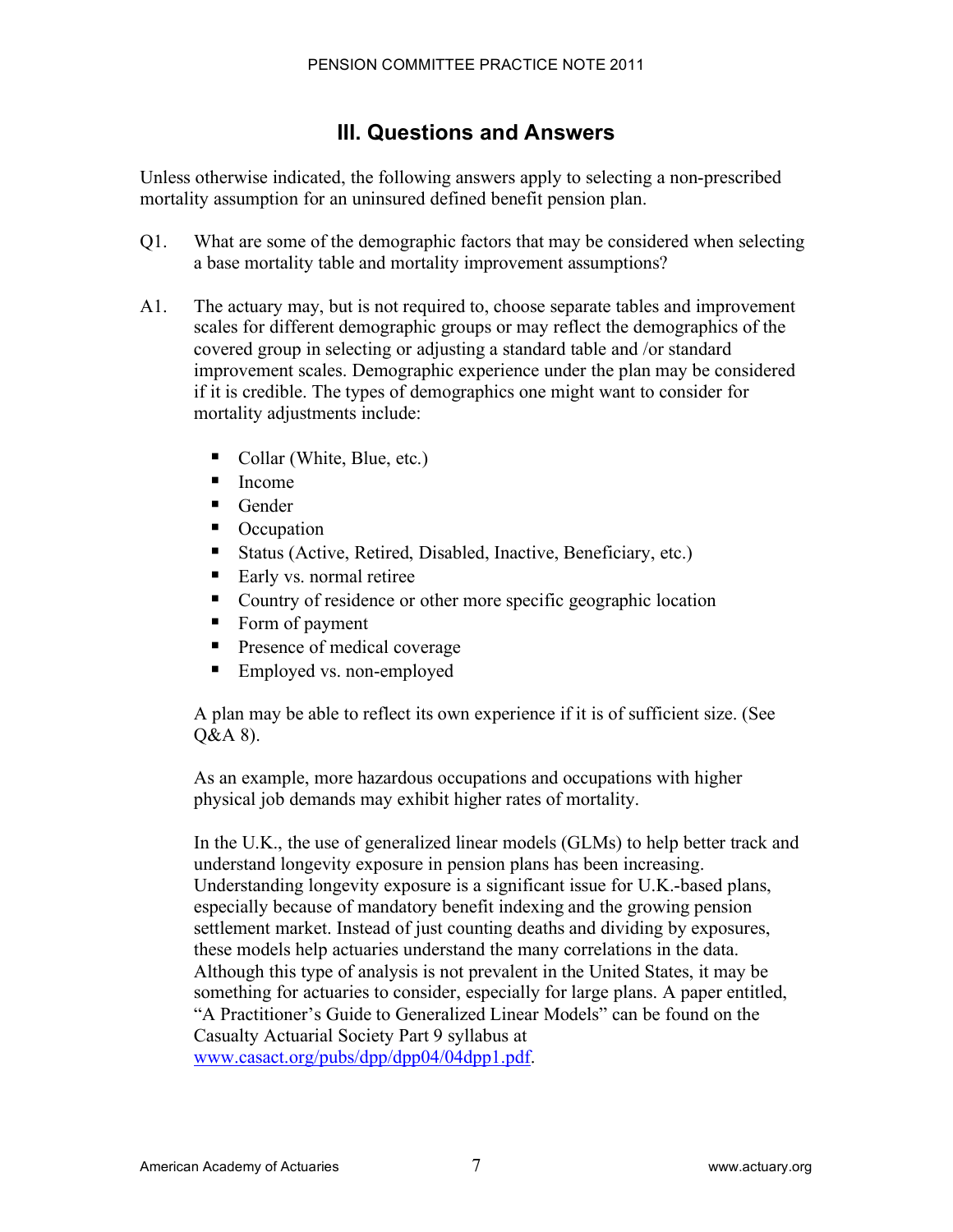## III. Questions and Answers

Unless otherwise indicated, the following answers apply to selecting a non-prescribed mortality assumption for an uninsured defined benefit pension plan.

Q1. What are some of the demographic factors that may be considered when selecting a base mortality table and mortality improvement assumptions?

A1. The actuary may, but is not required to, choose separate tables and improvement scales for different demographic groups or may reflect the demographics of the covered group in selecting or adjusting a standard table and /or standard improvement scales. Demographic experience under the plan may be considered if it is credible. The types of demographics one might want to consider for mortality adjustments include:

- Collar (White, Blue, etc.)
- Income
- Gender
- Occupation
- Status (Active, Retired, Disabled, Inactive, Beneficiary, etc.)
- Early vs. normal retiree
- Country of residence or other more specific geographic location
- Form of payment
- Presence of medical coverage
- Employed vs. non-employed

A plan may be able to reflect its own experience if it is of sufficient size. (See Q&A 8).

As an example, more hazardous occupations and occupations with higher physical job demands may exhibit higher rates of mortality.

In the U.K., the use of generalized linear models (GLMs) to help better track and understand longevity exposure in pension plans has been increasing. Understanding longevity exposure is a significant issue for U.K.-based plans, especially because of mandatory benefit indexing and the growing pension settlement market. Instead of just counting deaths and dividing by exposures, these models help actuaries understand the many correlations in the data. Although this type of analysis is not prevalent in the United States, it may be something for actuaries to consider, especially for large plans. A paper entitled, "A Practitioner's Guide to Generalized Linear Models" can be found on the Casualty Actuarial Society Part 9 syllabus at [www.casact.org/pubs/dpp/dpp04/04dpp1.pdf](www.casact.org/pubs/dpp/dpp04/04dpp1.pdf).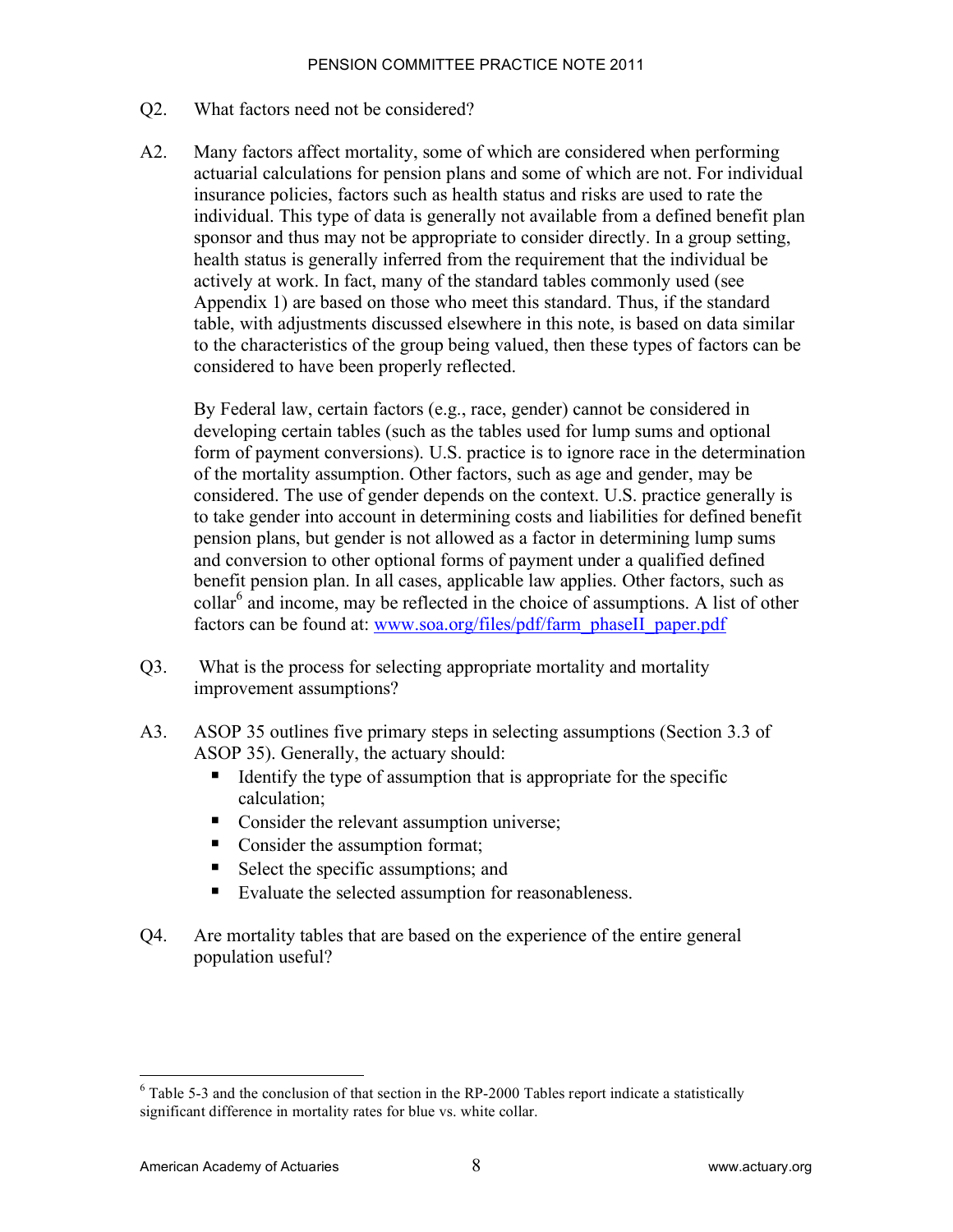Q2. What factors need not be considered?

A2. Many factors affect mortality, some of which are considered when performing actuarial calculations for pension plans and some of which are not. For individual insurance policies, factors such as health status and risks are used to rate the individual. This type of data is generally not available from a defined benefit plan sponsor and thus may not be appropriate to consider directly. In a group setting, health status is generally inferred from the requirement that the individual be actively at work. In fact, many of the standard tables commonly used (see Appendix 1) are based on those who meet this standard. Thus, if the standard table, with adjustments discussed elsewhere in this note, is based on data similar to the characteristics of the group being valued, then these types of factors can be considered to have been properly reflected.

By Federal law, certain factors (e.g., race, gender) cannot be considered in developing certain tables (such as the tables used for lump sums and optional form of payment conversions). U.S. practice is to ignore race in the determination of the mortality assumption. Other factors, such as age and gender, may be considered. The use of gender depends on the context. U.S. practice generally is to take gender into account in determining costs and liabilities for defined benefit pension plans, but gender is not allowed as a factor in determining lump sums and conversion to other optional forms of payment under a qualified defined benefit pension plan. In all cases, applicable law applies. Other factors, such as collar[6] and income, may be reflected in the choice of assumptions. A list of other factors can be found at: [www.soa.org/files/pdf/farm_phaseII_paper.pdf](www.soa.org/files/pdf/farm_phaseII_paper.pdf)

Q3. What is the process for selecting appropriate mortality and mortality improvement assumptions?

A3. ASOP 35 outlines five primary steps in selecting assumptions (Section 3.3 of ASOP 35). Generally, the actuary should:

- Identify the type of assumption that is appropriate for the specific calculation;
- Consider the relevant assumption universe;
- Consider the assumption format;
- Select the specific assumptions; and
- Evaluate the selected assumption for reasonableness.

Q4. Are mortality tables that are based on the experience of the entire general population useful?

---

[6] Table 5-3 and the conclusion of that section in the RP-2000 Tables report indicate a statistically significant difference in mortality rates for blue vs. white collar.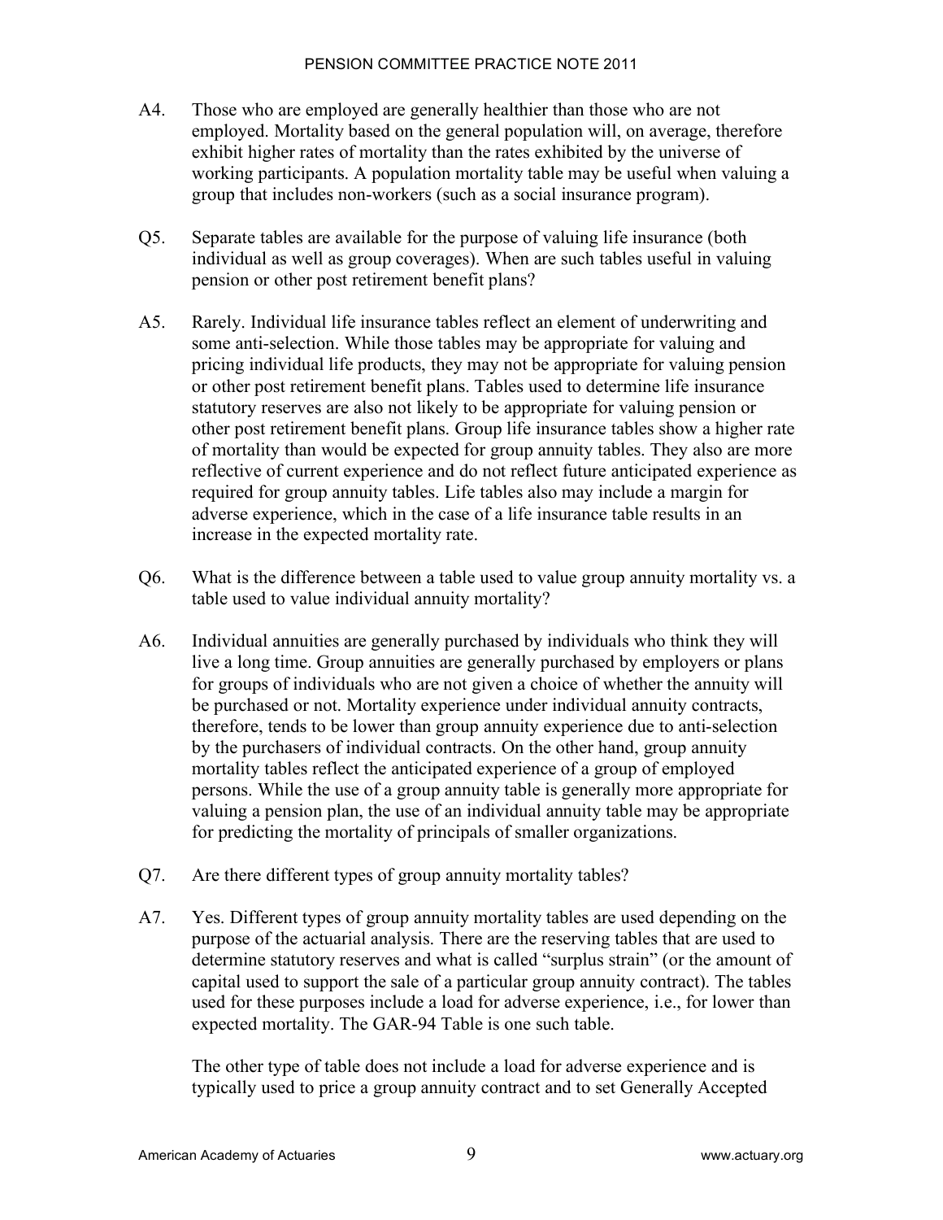A4. Those who are employed are generally healthier than those who are not employed. Mortality based on the general population will, on average, therefore exhibit higher rates of mortality than the rates exhibited by the universe of working participants. A population mortality table may be useful when valuing a group that includes non-workers (such as a social insurance program).

Q5. Separate tables are available for the purpose of valuing life insurance (both individual as well as group coverages). When are such tables useful in valuing pension or other post retirement benefit plans?

A5. Rarely. Individual life insurance tables reflect an element of underwriting and some anti-selection. While those tables may be appropriate for valuing and pricing individual life products, they may not be appropriate for valuing pension or other post retirement benefit plans. Tables used to determine life insurance statutory reserves are also not likely to be appropriate for valuing pension or other post retirement benefit plans. Group life insurance tables show a higher rate of mortality than would be expected for group annuity tables. They also are more reflective of current experience and do not reflect future anticipated experience as required for group annuity tables. Life tables also may include a margin for adverse experience, which in the case of a life insurance table results in an increase in the expected mortality rate.

Q6. What is the difference between a table used to value group annuity mortality vs. a table used to value individual annuity mortality?

A6. Individual annuities are generally purchased by individuals who think they will live a long time. Group annuities are generally purchased by employers or plans for groups of individuals who are not given a choice of whether the annuity will be purchased or not. Mortality experience under individual annuity contracts, therefore, tends to be lower than group annuity experience due to anti-selection by the purchasers of individual contracts. On the other hand, group annuity mortality tables reflect the anticipated experience of a group of employed persons. While the use of a group annuity table is generally more appropriate for valuing a pension plan, the use of an individual annuity table may be appropriate for predicting the mortality of principals of smaller organizations.

Q7. Are there different types of group annuity mortality tables?

A7. Yes. Different types of group annuity mortality tables are used depending on the purpose of the actuarial analysis. There are the reserving tables that are used to determine statutory reserves and what is called "surplus strain" (or the amount of capital used to support the sale of a particular group annuity contract). The tables used for these purposes include a load for adverse experience, i.e., for lower than expected mortality. The GAR-94 Table is one such table.

The other type of table does not include a load for adverse experience and is typically used to price a group annuity contract and to set Generally Accepted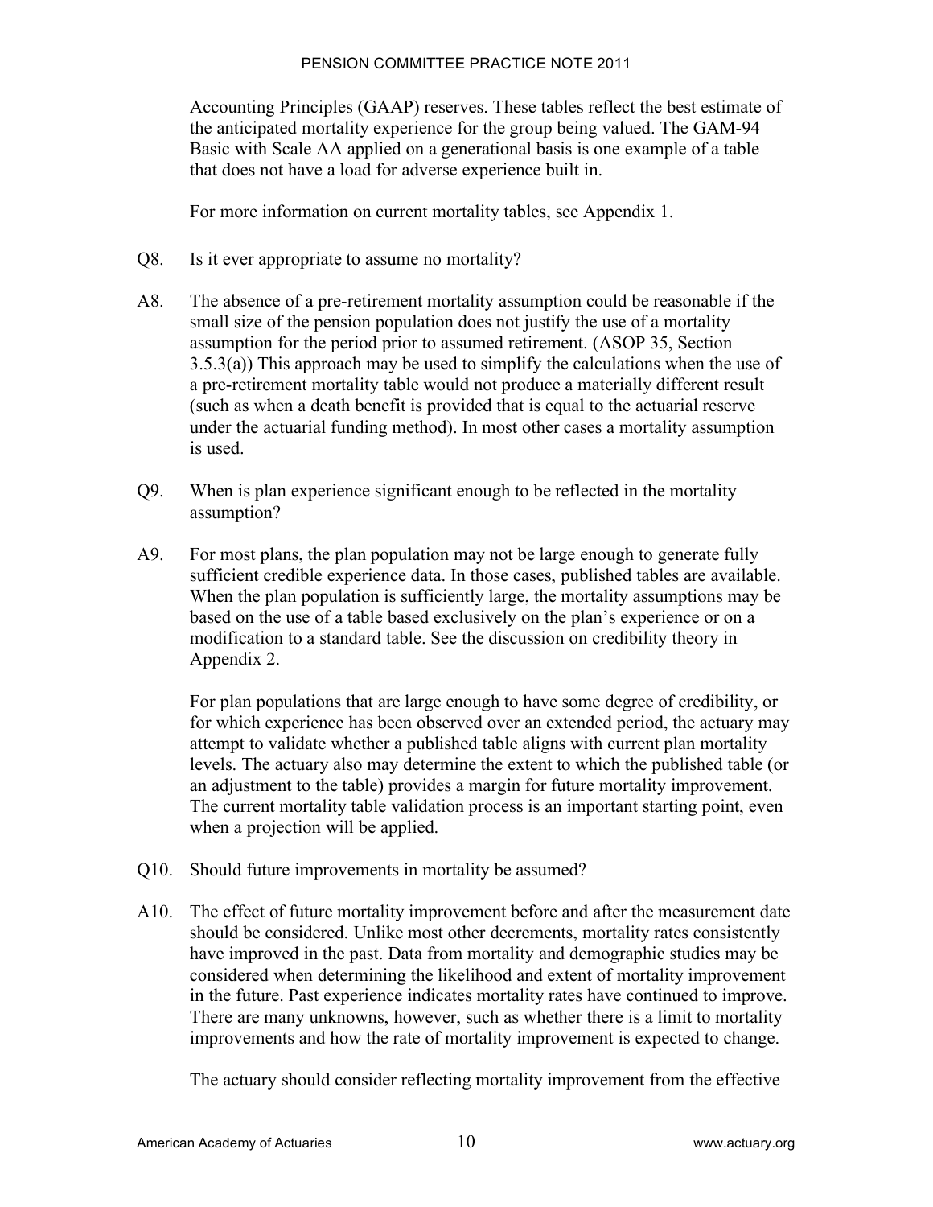Accounting Principles (GAAP) reserves. These tables reflect the best estimate of the anticipated mortality experience for the group being valued. The GAM-94 Basic with Scale AA applied on a generational basis is one example of a table that does not have a load for adverse experience built in.

For more information on current mortality tables, see Appendix 1.

Q8. Is it ever appropriate to assume no mortality?

A8. The absence of a pre-retirement mortality assumption could be reasonable if the small size of the pension population does not justify the use of a mortality assumption for the period prior to assumed retirement. (ASOP 35, Section 3.5.3(a)) This approach may be used to simplify the calculations when the use of a pre-retirement mortality table would not produce a materially different result (such as when a death benefit is provided that is equal to the actuarial reserve under the actuarial funding method). In most other cases a mortality assumption is used.

Q9. When is plan experience significant enough to be reflected in the mortality assumption?

A9. For most plans, the plan population may not be large enough to generate fully sufficient credible experience data. In those cases, published tables are available. When the plan population is sufficiently large, the mortality assumptions may be based on the use of a table based exclusively on the plan's experience or on a modification to a standard table. See the discussion on credibility theory in Appendix 2.

For plan populations that are large enough to have some degree of credibility, or for which experience has been observed over an extended period, the actuary may attempt to validate whether a published table aligns with current plan mortality levels. The actuary also may determine the extent to which the published table (or an adjustment to the table) provides a margin for future mortality improvement. The current mortality table validation process is an important starting point, even when a projection will be applied.

Q10. Should future improvements in mortality be assumed?

A10. The effect of future mortality improvement before and after the measurement date should be considered. Unlike most other decrements, mortality rates consistently have improved in the past. Data from mortality and demographic studies may be considered when determining the likelihood and extent of mortality improvement in the future. Past experience indicates mortality rates have continued to improve. There are many unknowns, however, such as whether there is a limit to mortality improvements and how the rate of mortality improvement is expected to change.

The actuary should consider reflecting mortality improvement from the effective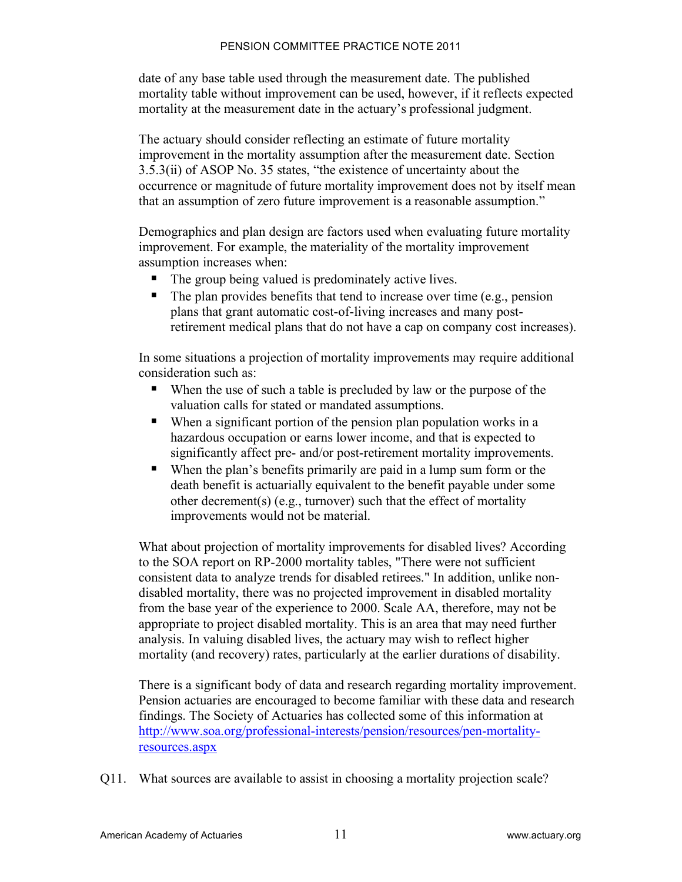date of any base table used through the measurement date. The published mortality table without improvement can be used, however, if it reflects expected mortality at the measurement date in the actuary's professional judgment.

The actuary should consider reflecting an estimate of future mortality improvement in the mortality assumption after the measurement date. Section 3.5.3(ii) of ASOP No. 35 states, "the existence of uncertainty about the occurrence or magnitude of future mortality improvement does not by itself mean that an assumption of zero future improvement is a reasonable assumption."

Demographics and plan design are factors used when evaluating future mortality improvement. For example, the materiality of the mortality improvement assumption increases when:

- The group being valued is predominately active lives.
- The plan provides benefits that tend to increase over time (e.g., pension plans that grant automatic cost-of-living increases and many post-retirement medical plans that do not have a cap on company cost increases).

In some situations a projection of mortality improvements may require additional consideration such as:

- When the use of such a table is precluded by law or the purpose of the valuation calls for stated or mandated assumptions.
- When a significant portion of the pension plan population works in a hazardous occupation or earns lower income, and that is expected to significantly affect pre- and/or post-retirement mortality improvements.
- When the plan's benefits primarily are paid in a lump sum form or the death benefit is actuarially equivalent to the benefit payable under some other decrement(s) (e.g., turnover) such that the effect of mortality improvements would not be material.

What about projection of mortality improvements for disabled lives? According to the SOA report on RP-2000 mortality tables, "There were not sufficient consistent data to analyze trends for disabled retirees." In addition, unlike non-disabled mortality, there was no projected improvement in disabled mortality from the base year of the experience to 2000. Scale AA, therefore, may not be appropriate to project disabled mortality. This is an area that may need further analysis. In valuing disabled lives, the actuary may wish to reflect higher mortality (and recovery) rates, particularly at the earlier durations of disability.

There is a significant body of data and research regarding mortality improvement. Pension actuaries are encouraged to become familiar with these data and research findings. The Society of Actuaries has collected some of this information at [http://www.soa.org/professional-interests/pension/resources/pen-mortality-resources.aspx](http://www.soa.org/professional-interests/pension/resources/pen-mortality-resources.aspx)

Q11. What sources are available to assist in choosing a mortality projection scale?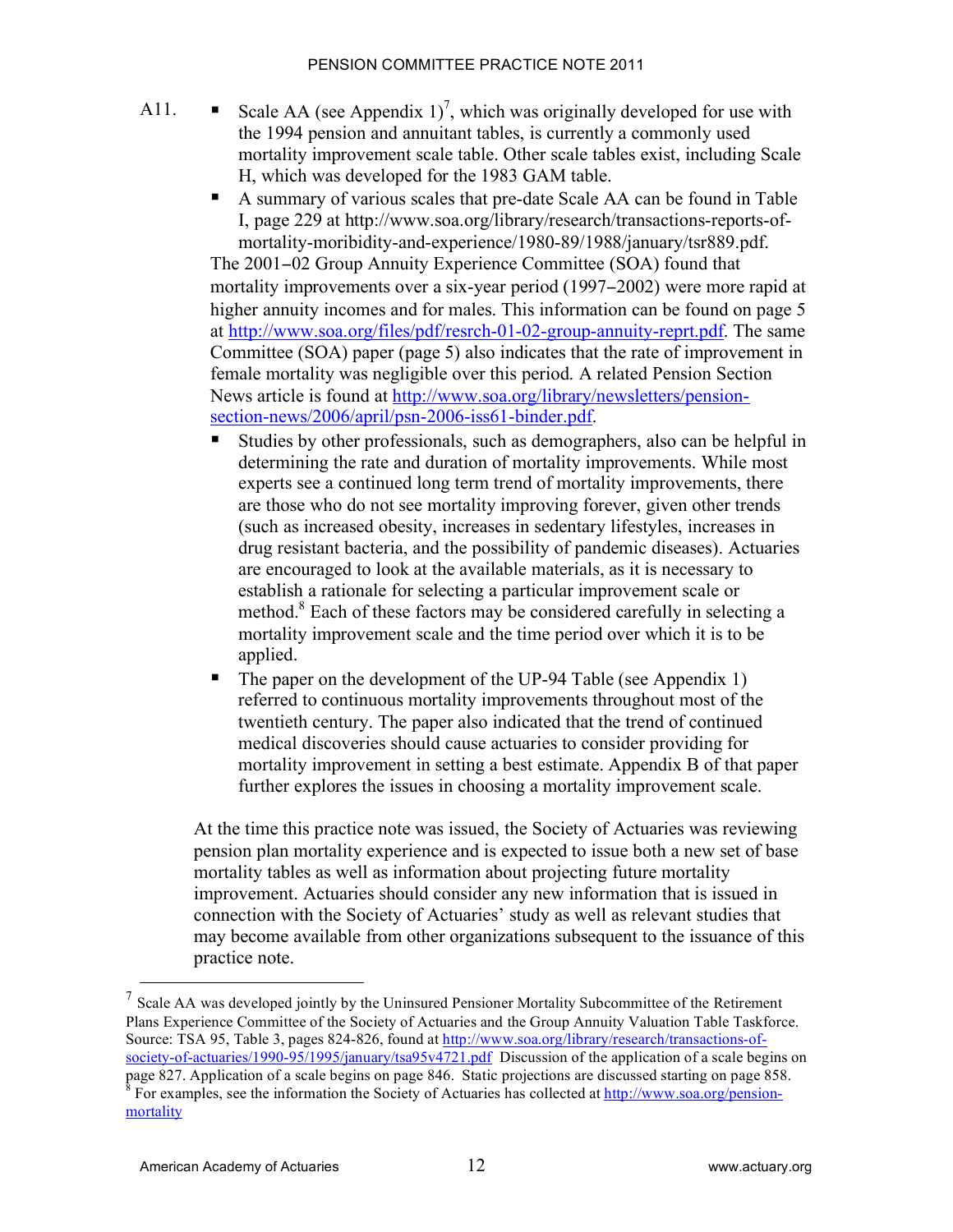A11.

- Scale AA (see Appendix 1)[7], which was originally developed for use with the 1994 pension and annuitant tables, is currently a commonly used mortality improvement scale table. Other scale tables exist, including Scale H, which was developed for the 1983 GAM table.
- A summary of various scales that pre-date Scale AA can be found in Table I, page 229 at http://www.soa.org/library/research/transactions-reports-of-mortality-moribidity-and-experience/1980-89/1988/january/tsr889.pdf.

The 2001–02 Group Annuity Experience Committee (SOA) found that mortality improvements over a six-year period (1997–2002) were more rapid at higher annuity incomes and for males. This information can be found on page 5 at http://www.soa.org/files/pdf/resrch-01-02-group-annuity-reprt.pdf. The same Committee (SOA) paper (page 5) also indicates that the rate of improvement in female mortality was negligible over this period. A related Pension Section News article is found at http://www.soa.org/library/newsletters/pension-section-news/2006/april/psn-2006-iss61-binder.pdf.

- Studies by other professionals, such as demographers, also can be helpful in determining the rate and duration of mortality improvements. While most experts see a continued long term trend of mortality improvements, there are those who do not see mortality improving forever, given other trends (such as increased obesity, increases in sedentary lifestyles, increases in drug resistant bacteria, and the possibility of pandemic diseases). Actuaries are encouraged to look at the available materials, as it is necessary to establish a rationale for selecting a particular improvement scale or method.[8] Each of these factors may be considered carefully in selecting a mortality improvement scale and the time period over which it is to be applied.
- The paper on the development of the UP-94 Table (see Appendix 1) referred to continuous mortality improvements throughout most of the twentieth century. The paper also indicated that the trend of continued medical discoveries should cause actuaries to consider providing for mortality improvement in setting a best estimate. Appendix B of that paper further explores the issues in choosing a mortality improvement scale.

At the time this practice note was issued, the Society of Actuaries was reviewing pension plan mortality experience and is expected to issue both a new set of base mortality tables as well as information about projecting future mortality improvement. Actuaries should consider any new information that is issued in connection with the Society of Actuaries' study as well as relevant studies that may become available from other organizations subsequent to the issuance of this practice note.

---

[7] Scale AA was developed jointly by the Uninsured Pensioner Mortality Subcommittee of the Retirement Plans Experience Committee of the Society of Actuaries and the Group Annuity Valuation Table Taskforce. Source: TSA 95, Table 3, pages 824-826, found at http://www.soa.org/library/research/transactions-of-society-of-actuaries/1990-95/1995/january/tsa95v4721.pdf Discussion of the application of a scale begins on page 827. Application of a scale begins on page 846. Static projections are discussed starting on page 858.

[8] For examples, see the information the Society of Actuaries has collected at http://www.soa.org/pension-mortality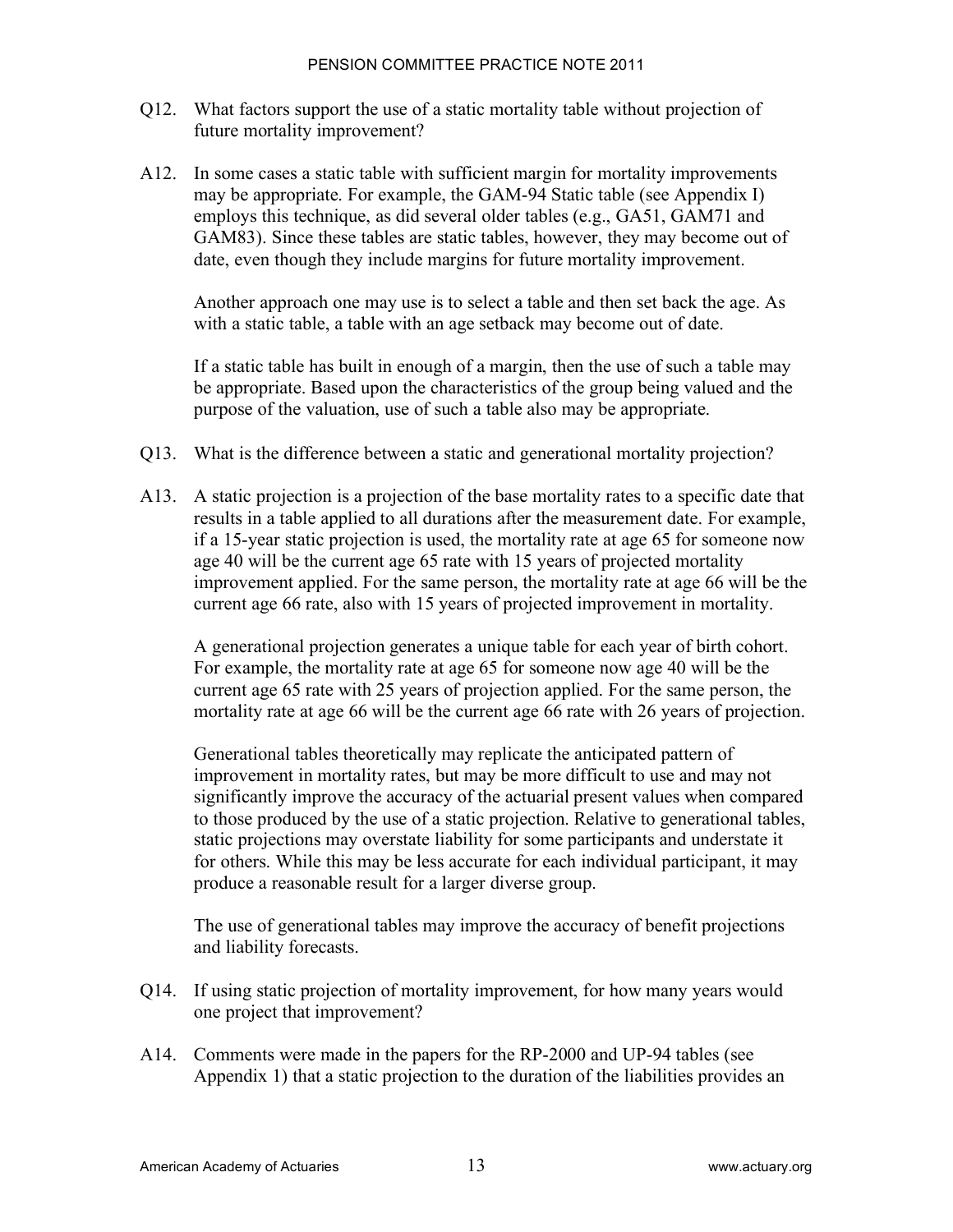Q12. What factors support the use of a static mortality table without projection of future mortality improvement?

A12. In some cases a static table with sufficient margin for mortality improvements may be appropriate. For example, the GAM-94 Static table (see Appendix I) employs this technique, as did several older tables (e.g., GA51, GAM71 and GAM83). Since these tables are static tables, however, they may become out of date, even though they include margins for future mortality improvement.

Another approach one may use is to select a table and then set back the age. As with a static table, a table with an age setback may become out of date.

If a static table has built in enough of a margin, then the use of such a table may be appropriate. Based upon the characteristics of the group being valued and the purpose of the valuation, use of such a table also may be appropriate.

Q13. What is the difference between a static and generational mortality projection?

A13. A static projection is a projection of the base mortality rates to a specific date that results in a table applied to all durations after the measurement date. For example, if a 15-year static projection is used, the mortality rate at age 65 for someone now age 40 will be the current age 65 rate with 15 years of projected mortality improvement applied. For the same person, the mortality rate at age 66 will be the current age 66 rate, also with 15 years of projected improvement in mortality.

A generational projection generates a unique table for each year of birth cohort. For example, the mortality rate at age 65 for someone now age 40 will be the current age 65 rate with 25 years of projection applied. For the same person, the mortality rate at age 66 will be the current age 66 rate with 26 years of projection.

Generational tables theoretically may replicate the anticipated pattern of improvement in mortality rates, but may be more difficult to use and may not significantly improve the accuracy of the actuarial present values when compared to those produced by the use of a static projection. Relative to generational tables, static projections may overstate liability for some participants and understate it for others. While this may be less accurate for each individual participant, it may produce a reasonable result for a larger diverse group.

The use of generational tables may improve the accuracy of benefit projections and liability forecasts.

Q14. If using static projection of mortality improvement, for how many years would one project that improvement?

A14. Comments were made in the papers for the RP-2000 and UP-94 tables (see Appendix 1) that a static projection to the duration of the liabilities provides an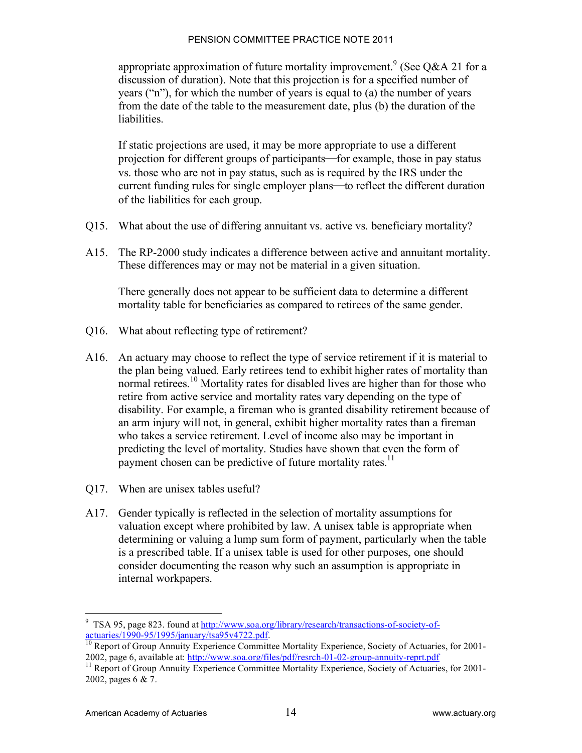appropriate approximation of future mortality improvement.[9] (See Q&A 21 for a discussion of duration). Note that this projection is for a specified number of years ("n"), for which the number of years is equal to (a) the number of years from the date of the table to the measurement date, plus (b) the duration of the liabilities.

If static projections are used, it may be more appropriate to use a different projection for different groups of participants—for example, those in pay status vs. those who are not in pay status, such as is required by the IRS under the current funding rules for single employer plans—to reflect the different duration of the liabilities for each group.

Q15. What about the use of differing annuitant vs. active vs. beneficiary mortality?

A15. The RP-2000 study indicates a difference between active and annuitant mortality. These differences may or may not be material in a given situation.

There generally does not appear to be sufficient data to determine a different mortality table for beneficiaries as compared to retirees of the same gender.

Q16. What about reflecting type of retirement?

A16. An actuary may choose to reflect the type of service retirement if it is material to the plan being valued. Early retirees tend to exhibit higher rates of mortality than normal retirees.[10] Mortality rates for disabled lives are higher than for those who retire from active service and mortality rates vary depending on the type of disability. For example, a fireman who is granted disability retirement because of an arm injury will not, in general, exhibit higher mortality rates than a fireman who takes a service retirement. Level of income also may be important in predicting the level of mortality. Studies have shown that even the form of payment chosen can be predictive of future mortality rates.[11]

Q17. When are unisex tables useful?

A17. Gender typically is reflected in the selection of mortality assumptions for valuation except where prohibited by law. A unisex table is appropriate when determining or valuing a lump sum form of payment, particularly when the table is a prescribed table. If a unisex table is used for other purposes, one should consider documenting the reason why such an assumption is appropriate in internal workpapers.

---

[9] TSA 95, page 823. found at http://www.soa.org/library/research/transactions-of-society-of-actuaries/1990-95/1995/january/tsa95v4722.pdf.

[10] Report of Group Annuity Experience Committee Mortality Experience, Society of Actuaries, for 2001-2002, page 6, available at: http://www.soa.org/files/pdf/resrch-01-02-group-annuity-reprt.pdf

[11] Report of Group Annuity Experience Committee Mortality Experience, Society of Actuaries, for 2001-2002, pages 6 & 7.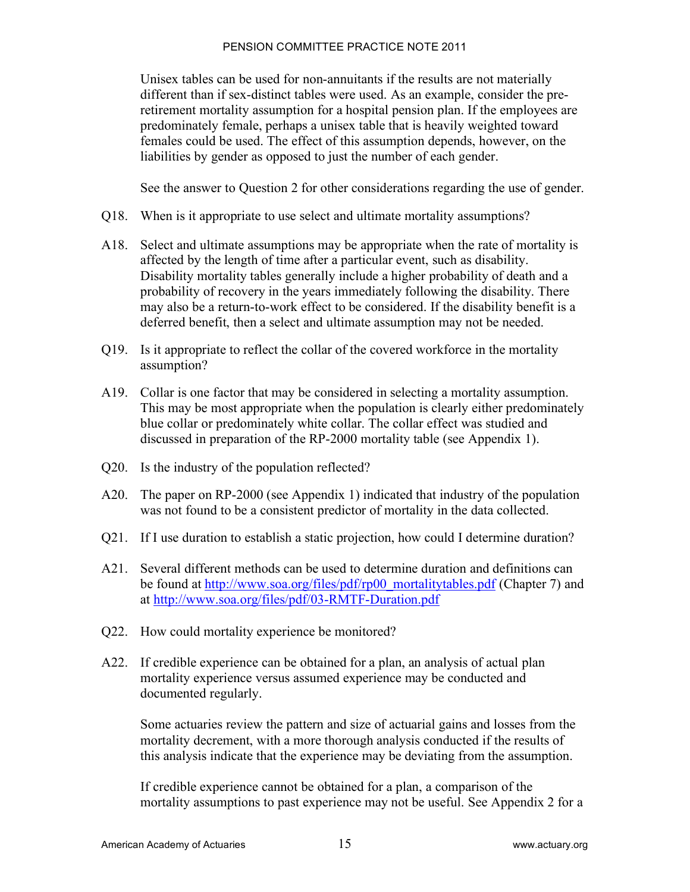Unisex tables can be used for non-annuitants if the results are not materially different than if sex-distinct tables were used. As an example, consider the pre-retirement mortality assumption for a hospital pension plan. If the employees are predominately female, perhaps a unisex table that is heavily weighted toward females could be used. The effect of this assumption depends, however, on the liabilities by gender as opposed to just the number of each gender.

See the answer to Question 2 for other considerations regarding the use of gender.

Q18. When is it appropriate to use select and ultimate mortality assumptions?

A18. Select and ultimate assumptions may be appropriate when the rate of mortality is affected by the length of time after a particular event, such as disability. Disability mortality tables generally include a higher probability of death and a probability of recovery in the years immediately following the disability. There may also be a return-to-work effect to be considered. If the disability benefit is a deferred benefit, then a select and ultimate assumption may not be needed.

Q19. Is it appropriate to reflect the collar of the covered workforce in the mortality assumption?

A19. Collar is one factor that may be considered in selecting a mortality assumption. This may be most appropriate when the population is clearly either predominately blue collar or predominately white collar. The collar effect was studied and discussed in preparation of the RP-2000 mortality table (see Appendix 1).

Q20. Is the industry of the population reflected?

A20. The paper on RP-2000 (see Appendix 1) indicated that industry of the population was not found to be a consistent predictor of mortality in the data collected.

Q21. If I use duration to establish a static projection, how could I determine duration?

A21. Several different methods can be used to determine duration and definitions can be found at [http://www.soa.org/files/pdf/rp00_mortalitytables.pdf](http://www.soa.org/files/pdf/rp00_mortalitytables.pdf) (Chapter 7) and at [http://www.soa.org/files/pdf/03-RMTF-Duration.pdf](http://www.soa.org/files/pdf/03-RMTF-Duration.pdf)

Q22. How could mortality experience be monitored?

A22. If credible experience can be obtained for a plan, an analysis of actual plan mortality experience versus assumed experience may be conducted and documented regularly.

Some actuaries review the pattern and size of actuarial gains and losses from the mortality decrement, with a more thorough analysis conducted if the results of this analysis indicate that the experience may be deviating from the assumption.

If credible experience cannot be obtained for a plan, a comparison of the mortality assumptions to past experience may not be useful. See Appendix 2 for a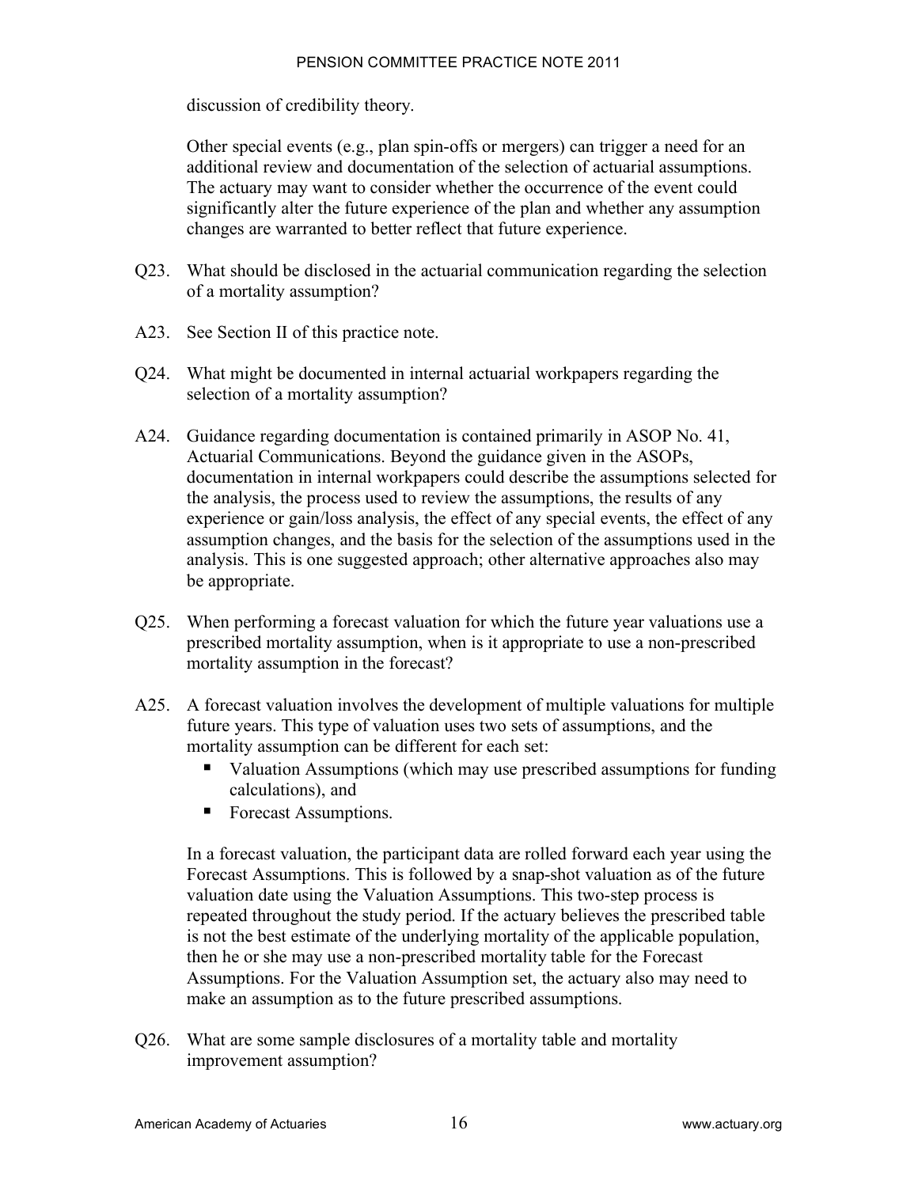discussion of credibility theory.

Other special events (e.g., plan spin-offs or mergers) can trigger a need for an additional review and documentation of the selection of actuarial assumptions. The actuary may want to consider whether the occurrence of the event could significantly alter the future experience of the plan and whether any assumption changes are warranted to better reflect that future experience.

Q23. What should be disclosed in the actuarial communication regarding the selection of a mortality assumption?

A23. See Section II of this practice note.

Q24. What might be documented in internal actuarial workpapers regarding the selection of a mortality assumption?

A24. Guidance regarding documentation is contained primarily in ASOP No. 41, Actuarial Communications. Beyond the guidance given in the ASOPs, documentation in internal workpapers could describe the assumptions selected for the analysis, the process used to review the assumptions, the results of any experience or gain/loss analysis, the effect of any special events, the effect of any assumption changes, and the basis for the selection of the assumptions used in the analysis. This is one suggested approach; other alternative approaches also may be appropriate.

Q25. When performing a forecast valuation for which the future year valuations use a prescribed mortality assumption, when is it appropriate to use a non-prescribed mortality assumption in the forecast?

A25. A forecast valuation involves the development of multiple valuations for multiple future years. This type of valuation uses two sets of assumptions, and the mortality assumption can be different for each set:

- Valuation Assumptions (which may use prescribed assumptions for funding calculations), and
- Forecast Assumptions.

In a forecast valuation, the participant data are rolled forward each year using the Forecast Assumptions. This is followed by a snap-shot valuation as of the future valuation date using the Valuation Assumptions. This two-step process is repeated throughout the study period. If the actuary believes the prescribed table is not the best estimate of the underlying mortality of the applicable population, then he or she may use a non-prescribed mortality table for the Forecast Assumptions. For the Valuation Assumption set, the actuary also may need to make an assumption as to the future prescribed assumptions.

Q26. What are some sample disclosures of a mortality table and mortality improvement assumption?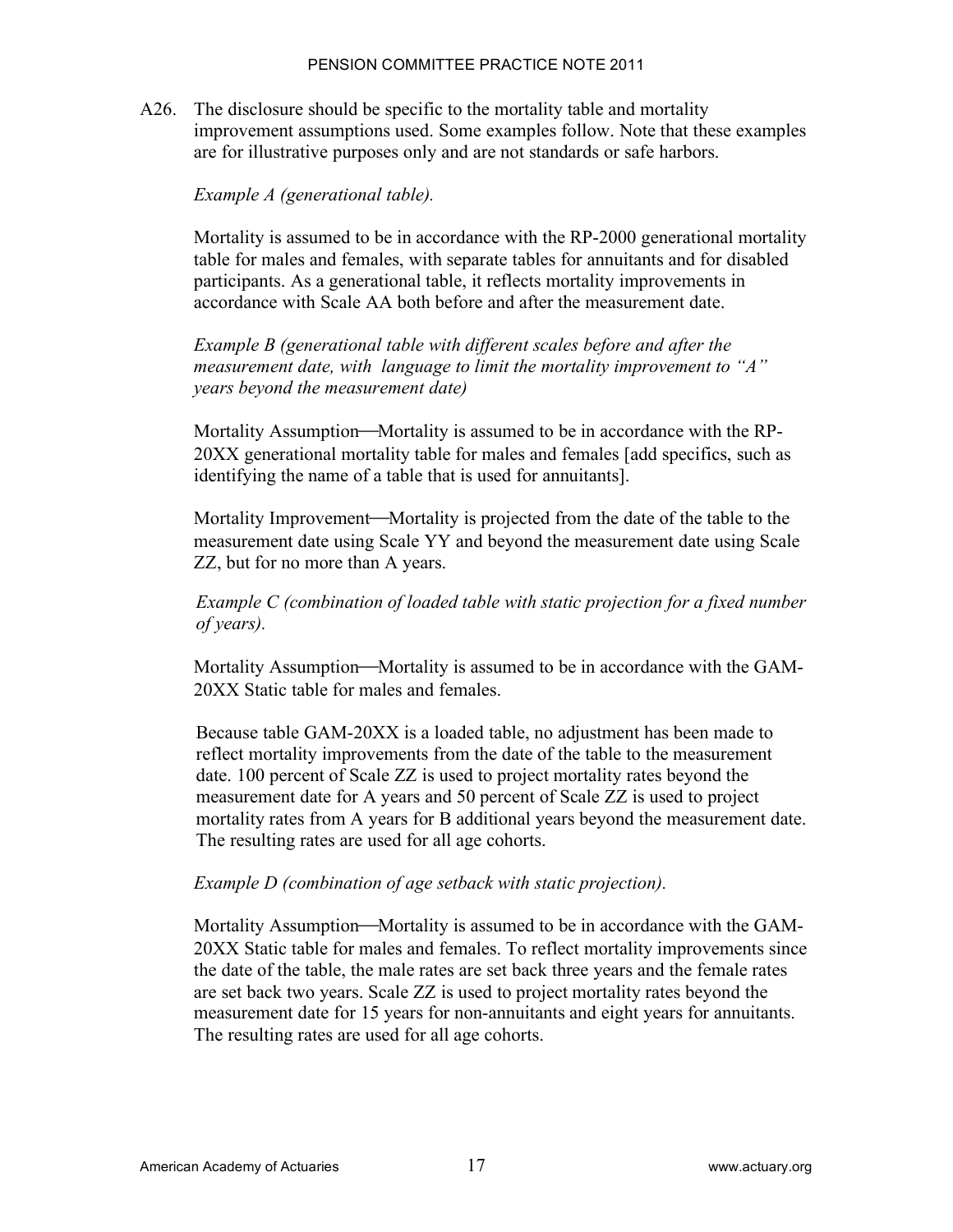A26. The disclosure should be specific to the mortality table and mortality improvement assumptions used. Some examples follow. Note that these examples are for illustrative purposes only and are not standards or safe harbors.

*Example A (generational table).*

Mortality is assumed to be in accordance with the RP-2000 generational mortality table for males and females, with separate tables for annuitants and for disabled participants. As a generational table, it reflects mortality improvements in accordance with Scale AA both before and after the measurement date.

*Example B (generational table with different scales before and after the measurement date, with language to limit the mortality improvement to "A" years beyond the measurement date)*

Mortality Assumption—Mortality is assumed to be in accordance with the RP-20XX generational mortality table for males and females [add specifics, such as identifying the name of a table that is used for annuitants].

Mortality Improvement—Mortality is projected from the date of the table to the measurement date using Scale YY and beyond the measurement date using Scale ZZ, but for no more than A years.

*Example C (combination of loaded table with static projection for a fixed number of years).*

Mortality Assumption—Mortality is assumed to be in accordance with the GAM-20XX Static table for males and females.

Because table GAM-20XX is a loaded table, no adjustment has been made to reflect mortality improvements from the date of the table to the measurement date. 100 percent of Scale ZZ is used to project mortality rates beyond the measurement date for A years and 50 percent of Scale ZZ is used to project mortality rates from A years for B additional years beyond the measurement date. The resulting rates are used for all age cohorts.

*Example D (combination of age setback with static projection).*

Mortality Assumption—Mortality is assumed to be in accordance with the GAM-20XX Static table for males and females. To reflect mortality improvements since the date of the table, the male rates are set back three years and the female rates are set back two years. Scale ZZ is used to project mortality rates beyond the measurement date for 15 years for non-annuitants and eight years for annuitants. The resulting rates are used for all age cohorts.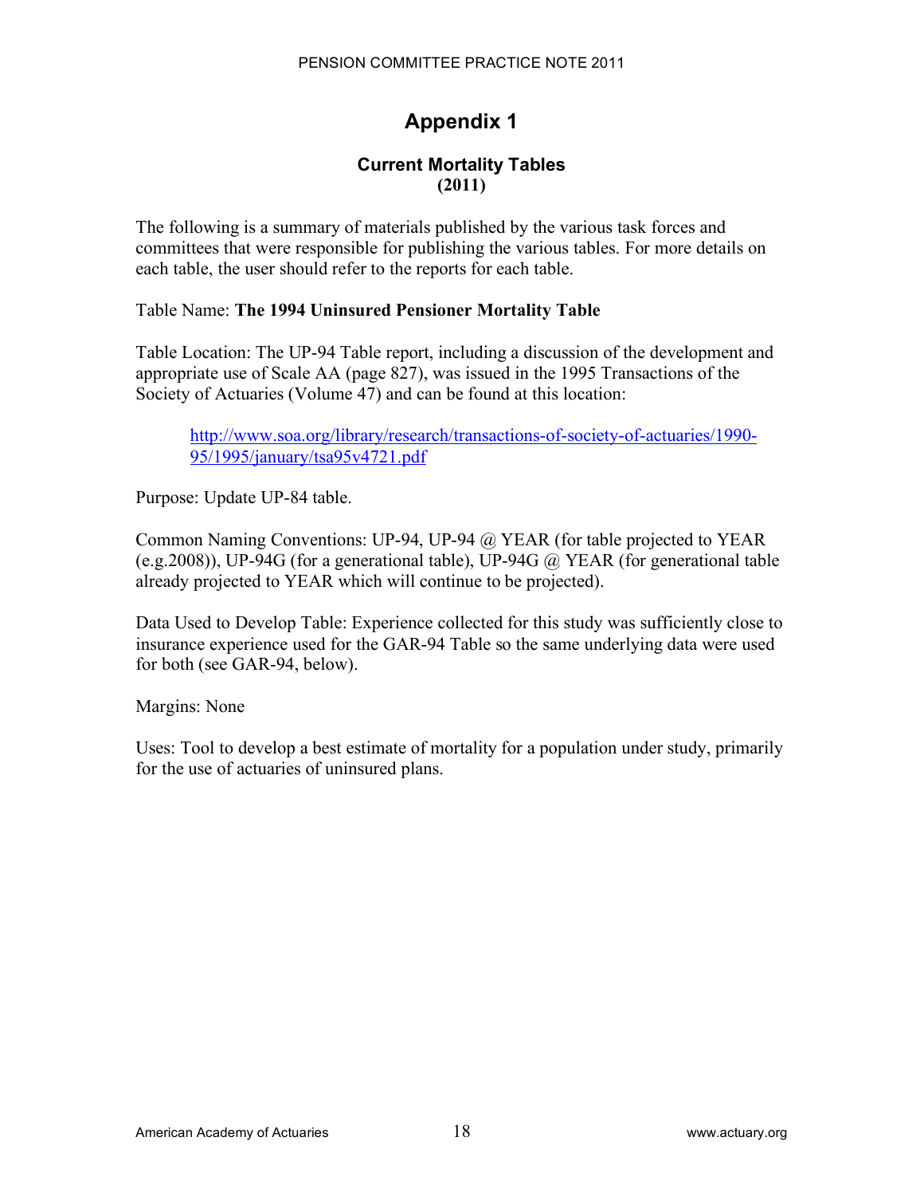# Appendix 1

### Current Mortality Tables
### (2011)

The following is a summary of materials published by the various task forces and committees that were responsible for publishing the various tables. For more details on each table, the user should refer to the reports for each table.

Table Name: **The 1994 Uninsured Pensioner Mortality Table**

Table Location: The UP-94 Table report, including a discussion of the development and appropriate use of Scale AA (page 827), was issued in the 1995 Transactions of the Society of Actuaries (Volume 47) and can be found at this location:

> http://www.soa.org/library/research/transactions-of-society-of-actuaries/1990-95/1995/january/tsa95v4721.pdf

Purpose: Update UP-84 table.

Common Naming Conventions: UP-94, UP-94 @ YEAR (for table projected to YEAR (e.g.2008)), UP-94G (for a generational table), UP-94G @ YEAR (for generational table already projected to YEAR which will continue to be projected).

Data Used to Develop Table: Experience collected for this study was sufficiently close to insurance experience used for the GAR-94 Table so the same underlying data were used for both (see GAR-94, below).

Margins: None

Uses: Tool to develop a best estimate of mortality for a population under study, primarily for the use of actuaries of uninsured plans.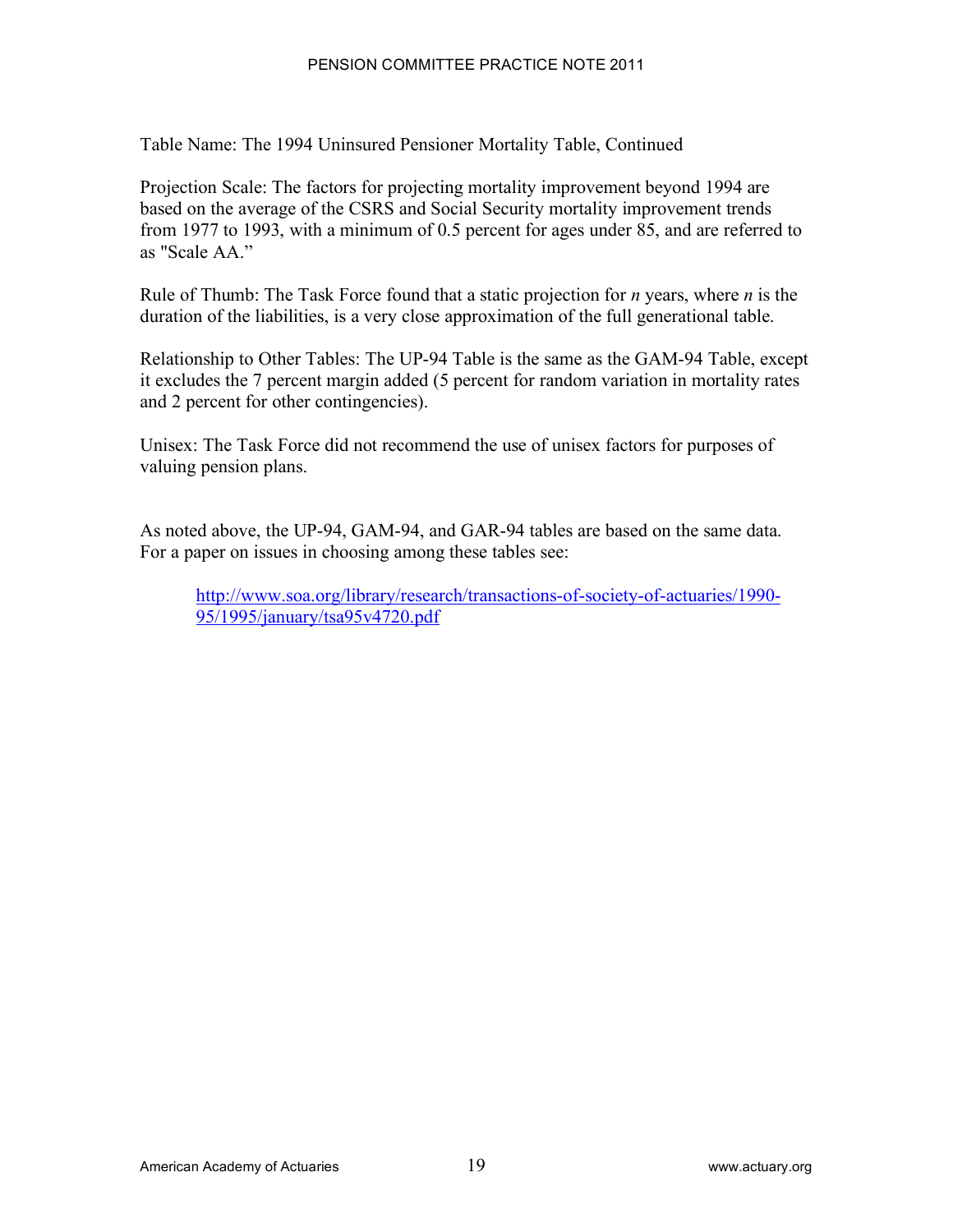Table Name: The 1994 Uninsured Pensioner Mortality Table, Continued

Projection Scale: The factors for projecting mortality improvement beyond 1994 are based on the average of the CSRS and Social Security mortality improvement trends from 1977 to 1993, with a minimum of 0.5 percent for ages under 85, and are referred to as "Scale AA."

Rule of Thumb: The Task Force found that a static projection for *n* years, where *n* is the duration of the liabilities, is a very close approximation of the full generational table.

Relationship to Other Tables: The UP-94 Table is the same as the GAM-94 Table, except it excludes the 7 percent margin added (5 percent for random variation in mortality rates and 2 percent for other contingencies).

Unisex: The Task Force did not recommend the use of unisex factors for purposes of valuing pension plans.

As noted above, the UP-94, GAM-94, and GAR-94 tables are based on the same data. For a paper on issues in choosing among these tables see:

> [http://www.soa.org/library/research/transactions-of-society-of-actuaries/1990-95/1995/january/tsa95v4720.pdf](http://www.soa.org/library/research/transactions-of-society-of-actuaries/1990-95/1995/january/tsa95v4720.pdf)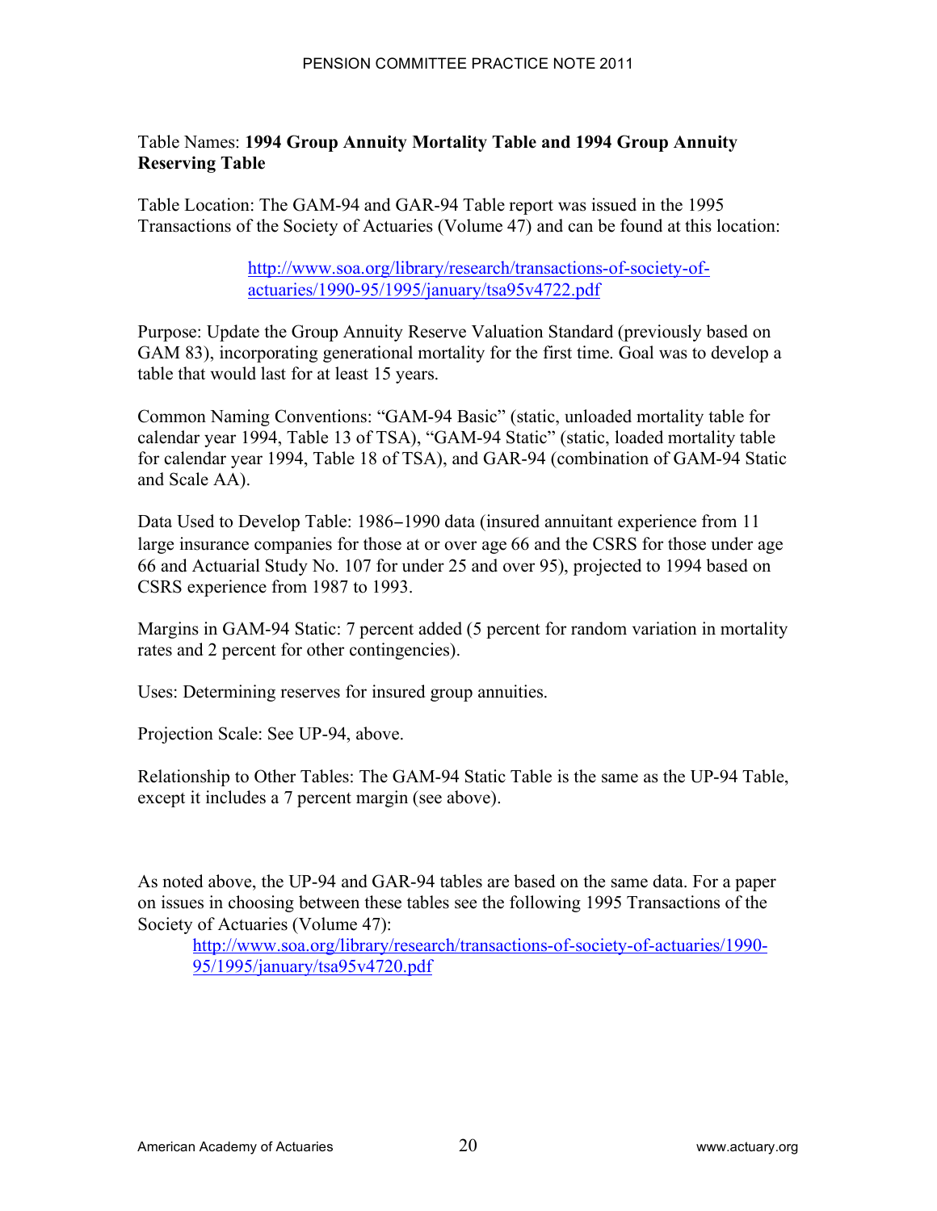Table Names: **1994 Group Annuity Mortality Table and 1994 Group Annuity Reserving Table**

Table Location: The GAM-94 and GAR-94 Table report was issued in the 1995 Transactions of the Society of Actuaries (Volume 47) and can be found at this location:

> http://www.soa.org/library/research/transactions-of-society-of-actuaries/1990-95/1995/january/tsa95v4722.pdf

Purpose: Update the Group Annuity Reserve Valuation Standard (previously based on GAM 83), incorporating generational mortality for the first time. Goal was to develop a table that would last for at least 15 years.

Common Naming Conventions: "GAM-94 Basic" (static, unloaded mortality table for calendar year 1994, Table 13 of TSA), "GAM-94 Static" (static, loaded mortality table for calendar year 1994, Table 18 of TSA), and GAR-94 (combination of GAM-94 Static and Scale AA).

Data Used to Develop Table: 1986–1990 data (insured annuitant experience from 11 large insurance companies for those at or over age 66 and the CSRS for those under age 66 and Actuarial Study No. 107 for under 25 and over 95), projected to 1994 based on CSRS experience from 1987 to 1993.

Margins in GAM-94 Static: 7 percent added (5 percent for random variation in mortality rates and 2 percent for other contingencies).

Uses: Determining reserves for insured group annuities.

Projection Scale: See UP-94, above.

Relationship to Other Tables: The GAM-94 Static Table is the same as the UP-94 Table, except it includes a 7 percent margin (see above).

As noted above, the UP-94 and GAR-94 tables are based on the same data. For a paper on issues in choosing between these tables see the following 1995 Transactions of the Society of Actuaries (Volume 47):

> http://www.soa.org/library/research/transactions-of-society-of-actuaries/1990-95/1995/january/tsa95v4720.pdf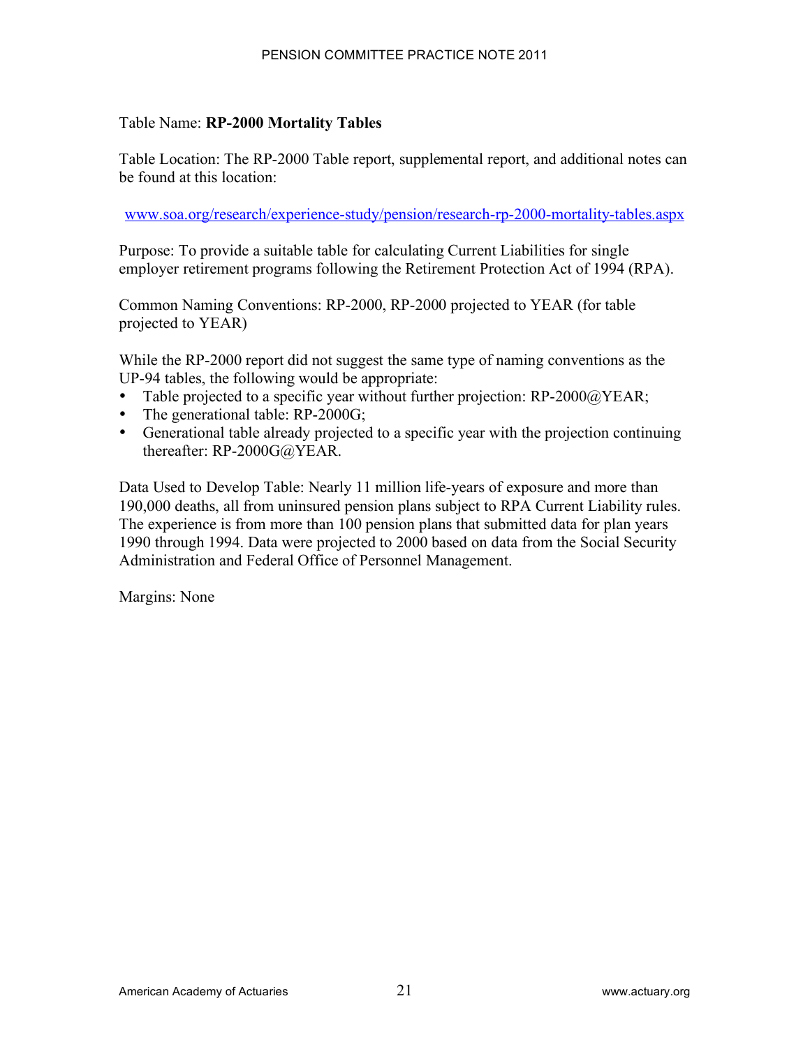Table Name: **RP-2000 Mortality Tables**

Table Location: The RP-2000 Table report, supplemental report, and additional notes can be found at this location:

www.soa.org/research/experience-study/pension/research-rp-2000-mortality-tables.aspx

Purpose: To provide a suitable table for calculating Current Liabilities for single employer retirement programs following the Retirement Protection Act of 1994 (RPA).

Common Naming Conventions: RP-2000, RP-2000 projected to YEAR (for table projected to YEAR)

While the RP-2000 report did not suggest the same type of naming conventions as the UP-94 tables, the following would be appropriate:

- Table projected to a specific year without further projection: RP-2000@YEAR;
- The generational table: RP-2000G;
- Generational table already projected to a specific year with the projection continuing thereafter: RP-2000G@YEAR.

Data Used to Develop Table: Nearly 11 million life-years of exposure and more than 190,000 deaths, all from uninsured pension plans subject to RPA Current Liability rules. The experience is from more than 100 pension plans that submitted data for plan years 1990 through 1994. Data were projected to 2000 based on data from the Social Security Administration and Federal Office of Personnel Management.

Margins: None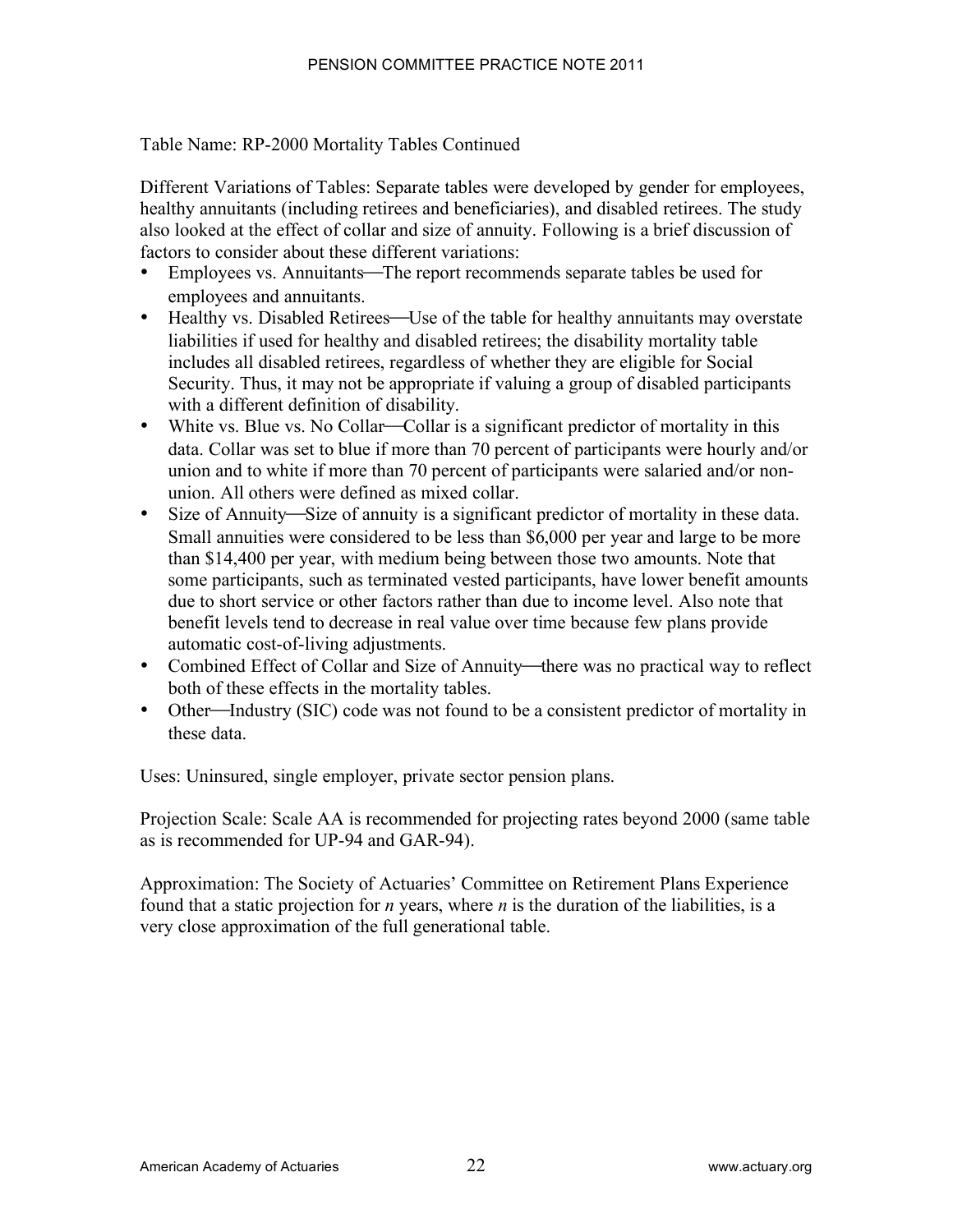Table Name: RP-2000 Mortality Tables Continued

Different Variations of Tables: Separate tables were developed by gender for employees, healthy annuitants (including retirees and beneficiaries), and disabled retirees. The study also looked at the effect of collar and size of annuity. Following is a brief discussion of factors to consider about these different variations:

- Employees vs. Annuitants—The report recommends separate tables be used for employees and annuitants.
- Healthy vs. Disabled Retirees—Use of the table for healthy annuitants may overstate liabilities if used for healthy and disabled retirees; the disability mortality table includes all disabled retirees, regardless of whether they are eligible for Social Security. Thus, it may not be appropriate if valuing a group of disabled participants with a different definition of disability.
- White vs. Blue vs. No Collar—Collar is a significant predictor of mortality in this data. Collar was set to blue if more than 70 percent of participants were hourly and/or union and to white if more than 70 percent of participants were salaried and/or non-union. All others were defined as mixed collar.
- Size of Annuity—Size of annuity is a significant predictor of mortality in these data. Small annuities were considered to be less than $6,000 per year and large to be more than $14,400 per year, with medium being between those two amounts. Note that some participants, such as terminated vested participants, have lower benefit amounts due to short service or other factors rather than due to income level. Also note that benefit levels tend to decrease in real value over time because few plans provide automatic cost-of-living adjustments.
- Combined Effect of Collar and Size of Annuity—there was no practical way to reflect both of these effects in the mortality tables.
- Other—Industry (SIC) code was not found to be a consistent predictor of mortality in these data.

Uses: Uninsured, single employer, private sector pension plans.

Projection Scale: Scale AA is recommended for projecting rates beyond 2000 (same table as is recommended for UP-94 and GAR-94).

Approximation: The Society of Actuaries' Committee on Retirement Plans Experience found that a static projection for *n* years, where *n* is the duration of the liabilities, is a very close approximation of the full generational table.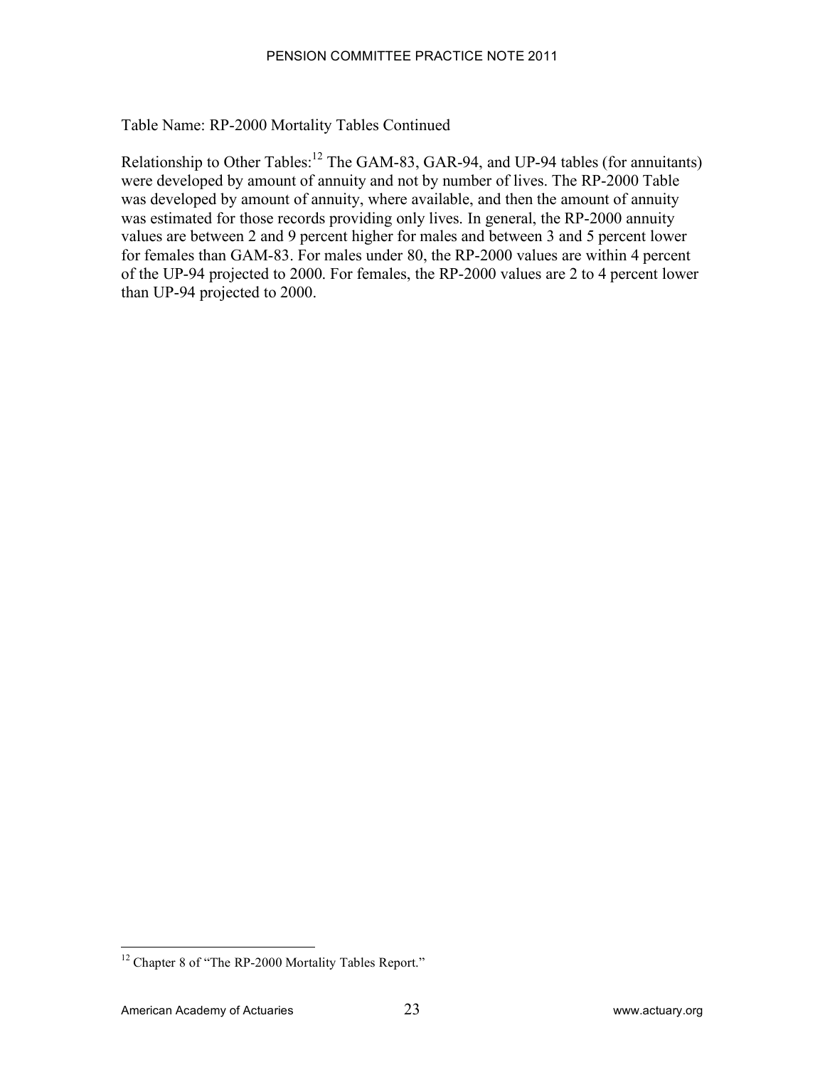Table Name: RP-2000 Mortality Tables Continued

Relationship to Other Tables:[12] The GAM-83, GAR-94, and UP-94 tables (for annuitants) were developed by amount of annuity and not by number of lives. The RP-2000 Table was developed by amount of annuity, where available, and then the amount of annuity was estimated for those records providing only lives. In general, the RP-2000 annuity values are between 2 and 9 percent higher for males and between 3 and 5 percent lower for females than GAM-83. For males under 80, the RP-2000 values are within 4 percent of the UP-94 projected to 2000. For females, the RP-2000 values are 2 to 4 percent lower than UP-94 projected to 2000.

[12] Chapter 8 of "The RP-2000 Mortality Tables Report."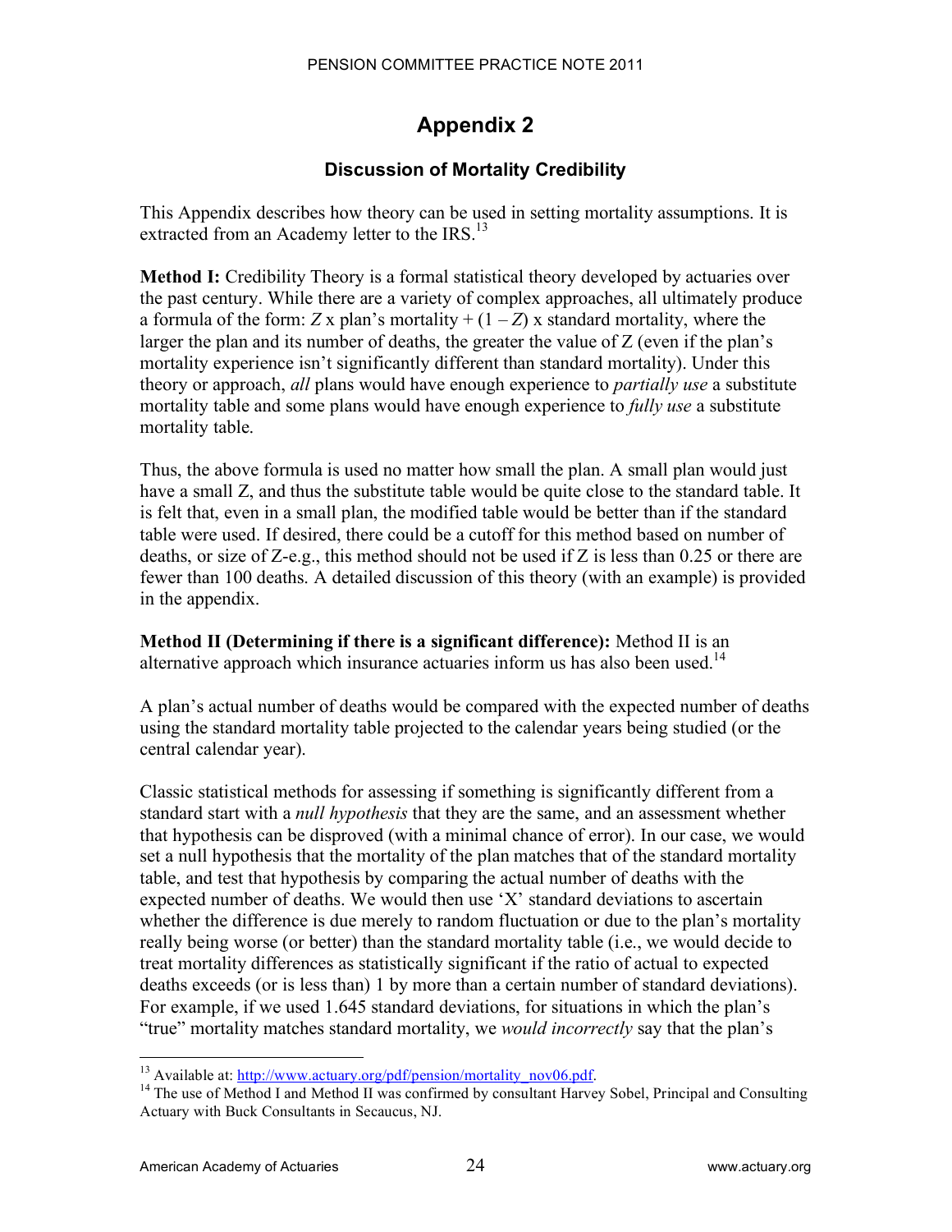# Appendix 2

## Discussion of Mortality Credibility

This Appendix describes how theory can be used in setting mortality assumptions. It is extracted from an Academy letter to the IRS.[13]

**Method I:** Credibility Theory is a formal statistical theory developed by actuaries over the past century. While there are a variety of complex approaches, all ultimately produce a formula of the form: $Z$ x plan's mortality + $(1 - Z)$ x standard mortality, where the larger the plan and its number of deaths, the greater the value of Z (even if the plan's mortality experience isn't significantly different than standard mortality). Under this theory or approach, *all* plans would have enough experience to *partially use* a substitute mortality table and some plans would have enough experience to *fully use* a substitute mortality table.

Thus, the above formula is used no matter how small the plan. A small plan would just have a small Z, and thus the substitute table would be quite close to the standard table. It is felt that, even in a small plan, the modified table would be better than if the standard table were used. If desired, there could be a cutoff for this method based on number of deaths, or size of Z-e.g., this method should not be used if Z is less than 0.25 or there are fewer than 100 deaths. A detailed discussion of this theory (with an example) is provided in the appendix.

**Method II (Determining if there is a significant difference):** Method II is an alternative approach which insurance actuaries inform us has also been used.[14]

A plan's actual number of deaths would be compared with the expected number of deaths using the standard mortality table projected to the calendar years being studied (or the central calendar year).

Classic statistical methods for assessing if something is significantly different from a standard start with a *null hypothesis* that they are the same, and an assessment whether that hypothesis can be disproved (with a minimal chance of error). In our case, we would set a null hypothesis that the mortality of the plan matches that of the standard mortality table, and test that hypothesis by comparing the actual number of deaths with the expected number of deaths. We would then use 'X' standard deviations to ascertain whether the difference is due merely to random fluctuation or due to the plan's mortality really being worse (or better) than the standard mortality table (i.e., we would decide to treat mortality differences as statistically significant if the ratio of actual to expected deaths exceeds (or is less than) 1 by more than a certain number of standard deviations). For example, if we used 1.645 standard deviations, for situations in which the plan's "true" mortality matches standard mortality, we *would incorrectly* say that the plan's

---

[13] Available at: http://www.actuary.org/pdf/pension/mortality_nov06.pdf.

[14] The use of Method I and Method II was confirmed by consultant Harvey Sobel, Principal and Consulting Actuary with Buck Consultants in Secaucus, NJ.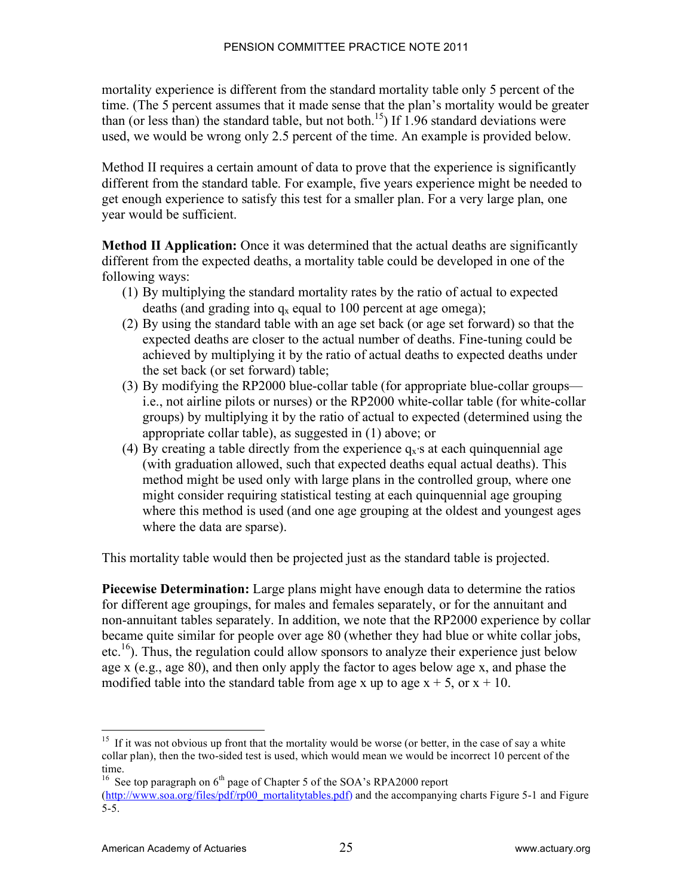mortality experience is different from the standard mortality table only 5 percent of the time. (The 5 percent assumes that it made sense that the plan's mortality would be greater than (or less than) the standard table, but not both.[15]) If 1.96 standard deviations were used, we would be wrong only 2.5 percent of the time. An example is provided below.

Method II requires a certain amount of data to prove that the experience is significantly different from the standard table. For example, five years experience might be needed to get enough experience to satisfy this test for a smaller plan. For a very large plan, one year would be sufficient.

**Method II Application:** Once it was determined that the actual deaths are significantly different from the expected deaths, a mortality table could be developed in one of the following ways:

1. By multiplying the standard mortality rates by the ratio of actual to expected deaths (and grading into $q_x$ equal to 100 percent at age omega);
2. By using the standard table with an age set back (or age set forward) so that the expected deaths are closer to the actual number of deaths. Fine-tuning could be achieved by multiplying it by the ratio of actual deaths to expected deaths under the set back (or set forward) table;
3. By modifying the RP2000 blue-collar table (for appropriate blue-collar groups—i.e., not airline pilots or nurses) or the RP2000 white-collar table (for white-collar groups) by multiplying it by the ratio of actual to expected (determined using the appropriate collar table), as suggested in (1) above; or
4. By creating a table directly from the experience $q_x$'s at each quinquennial age (with graduation allowed, such that expected deaths equal actual deaths). This method might be used only with large plans in the controlled group, where one might consider requiring statistical testing at each quinquennial age grouping where this method is used (and one age grouping at the oldest and youngest ages where the data are sparse).

This mortality table would then be projected just as the standard table is projected.

**Piecewise Determination:** Large plans might have enough data to determine the ratios for different age groupings, for males and females separately, or for the annuitant and non-annuitant tables separately. In addition, we note that the RP2000 experience by collar became quite similar for people over age 80 (whether they had blue or white collar jobs, etc.[16]). Thus, the regulation could allow sponsors to analyze their experience just below age x (e.g., age 80), and then only apply the factor to ages below age x, and phase the modified table into the standard table from age x up to age x + 5, or x + 10.

---

[15] If it was not obvious up front that the mortality would be worse (or better, in the case of say a white collar plan), then the two-sided test is used, which would mean we would be incorrect 10 percent of the time.

[16] See top paragraph on 6th page of Chapter 5 of the SOA's RPA2000 report (http://www.soa.org/files/pdf/rp00_mortalitytables.pdf) and the accompanying charts Figure 5-1 and Figure 5-5.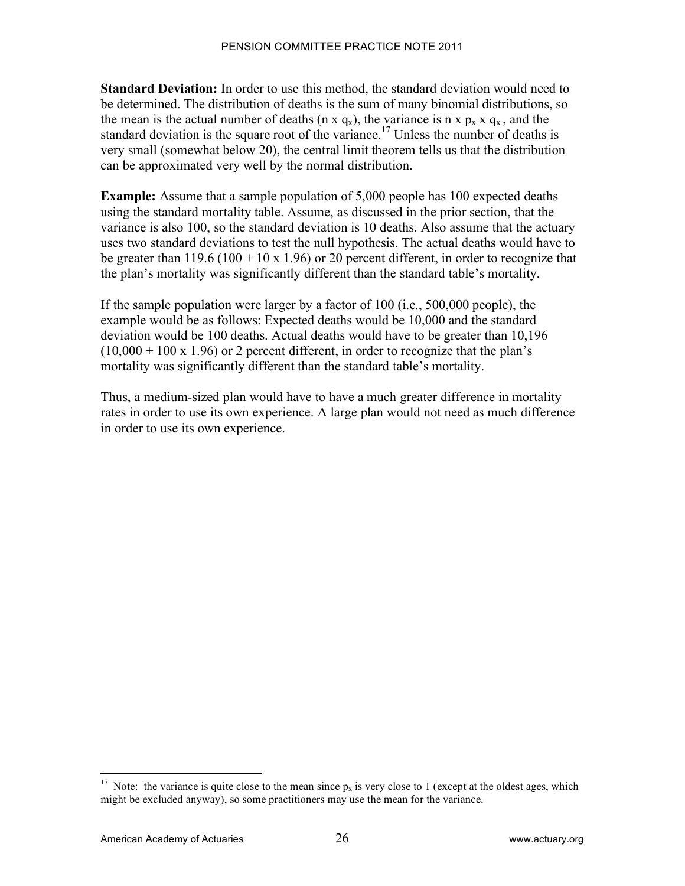**Standard Deviation:** In order to use this method, the standard deviation would need to be determined. The distribution of deaths is the sum of many binomial distributions, so the mean is the actual number of deaths ($n \times q_x$), the variance is $n \times p_x \times q_x$, and the standard deviation is the square root of the variance.[17] Unless the number of deaths is very small (somewhat below 20), the central limit theorem tells us that the distribution can be approximated very well by the normal distribution.

**Example:** Assume that a sample population of 5,000 people has 100 expected deaths using the standard mortality table. Assume, as discussed in the prior section, that the variance is also 100, so the standard deviation is 10 deaths. Also assume that the actuary uses two standard deviations to test the null hypothesis. The actual deaths would have to be greater than 119.6 ($100 + 10 \times 1.96$) or 20 percent different, in order to recognize that the plan's mortality was significantly different than the standard table's mortality.

If the sample population were larger by a factor of 100 (i.e., 500,000 people), the example would be as follows: Expected deaths would be 10,000 and the standard deviation would be 100 deaths. Actual deaths would have to be greater than 10,196 ($10{,}000 + 100 \times 1.96$) or 2 percent different, in order to recognize that the plan's mortality was significantly different than the standard table's mortality.

Thus, a medium-sized plan would have to have a much greater difference in mortality rates in order to use its own experience. A large plan would not need as much difference in order to use its own experience.

---

[17] Note: the variance is quite close to the mean since $p_x$ is very close to 1 (except at the oldest ages, which might be excluded anyway), so some practitioners may use the mean for the variance.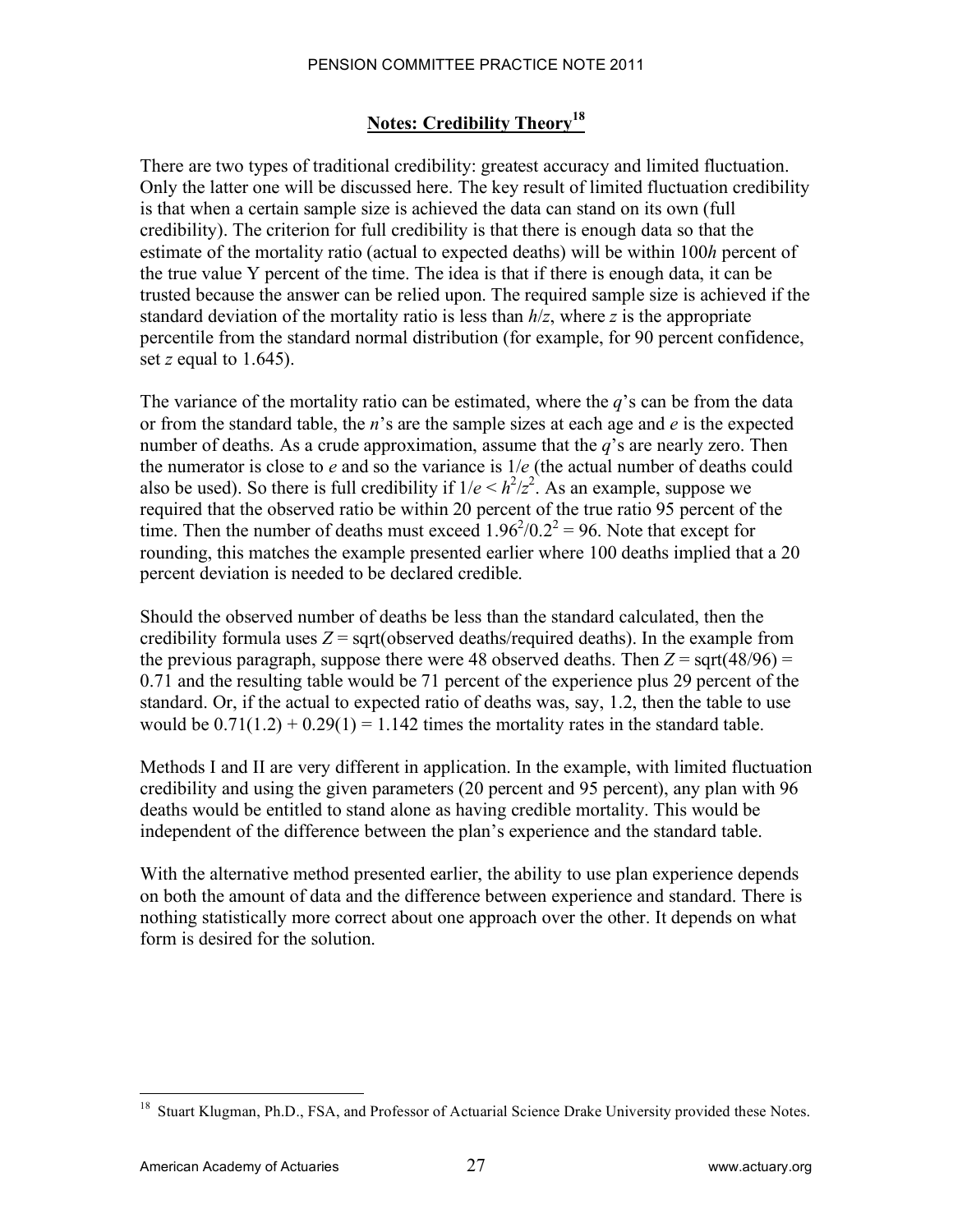## Notes: Credibility Theory[18]

There are two types of traditional credibility: greatest accuracy and limited fluctuation. Only the latter one will be discussed here. The key result of limited fluctuation credibility is that when a certain sample size is achieved the data can stand on its own (full credibility). The criterion for full credibility is that there is enough data so that the estimate of the mortality ratio (actual to expected deaths) will be within $100h$ percent of the true value Y percent of the time. The idea is that if there is enough data, it can be trusted because the answer can be relied upon. The required sample size is achieved if the standard deviation of the mortality ratio is less than $h/z$, where $z$ is the appropriate percentile from the standard normal distribution (for example, for 90 percent confidence, set $z$ equal to 1.645).

The variance of the mortality ratio can be estimated, where the $q$'s can be from the data or from the standard table, the $n$'s are the sample sizes at each age and $e$ is the expected number of deaths. As a crude approximation, assume that the $q$'s are nearly zero. Then the numerator is close to $e$ and so the variance is $1/e$ (the actual number of deaths could also be used). So there is full credibility if $1/e < h^2/z^2$. As an example, suppose we required that the observed ratio be within 20 percent of the true ratio 95 percent of the time. Then the number of deaths must exceed $1.96^2/0.2^2 = 96$. Note that except for rounding, this matches the example presented earlier where 100 deaths implied that a 20 percent deviation is needed to be declared credible.

Should the observed number of deaths be less than the standard calculated, then the credibility formula uses $Z$ = sqrt(observed deaths/required deaths). In the example from the previous paragraph, suppose there were 48 observed deaths. Then $Z$ = sqrt(48/96) = 0.71 and the resulting table would be 71 percent of the experience plus 29 percent of the standard. Or, if the actual to expected ratio of deaths was, say, 1.2, then the table to use would be $0.71(1.2) + 0.29(1) = 1.142$ times the mortality rates in the standard table.

Methods I and II are very different in application. In the example, with limited fluctuation credibility and using the given parameters (20 percent and 95 percent), any plan with 96 deaths would be entitled to stand alone as having credible mortality. This would be independent of the difference between the plan's experience and the standard table.

With the alternative method presented earlier, the ability to use plan experience depends on both the amount of data and the difference between experience and standard. There is nothing statistically more correct about one approach over the other. It depends on what form is desired for the solution.

---

[18] Stuart Klugman, Ph.D., FSA, and Professor of Actuarial Science Drake University provided these Notes.